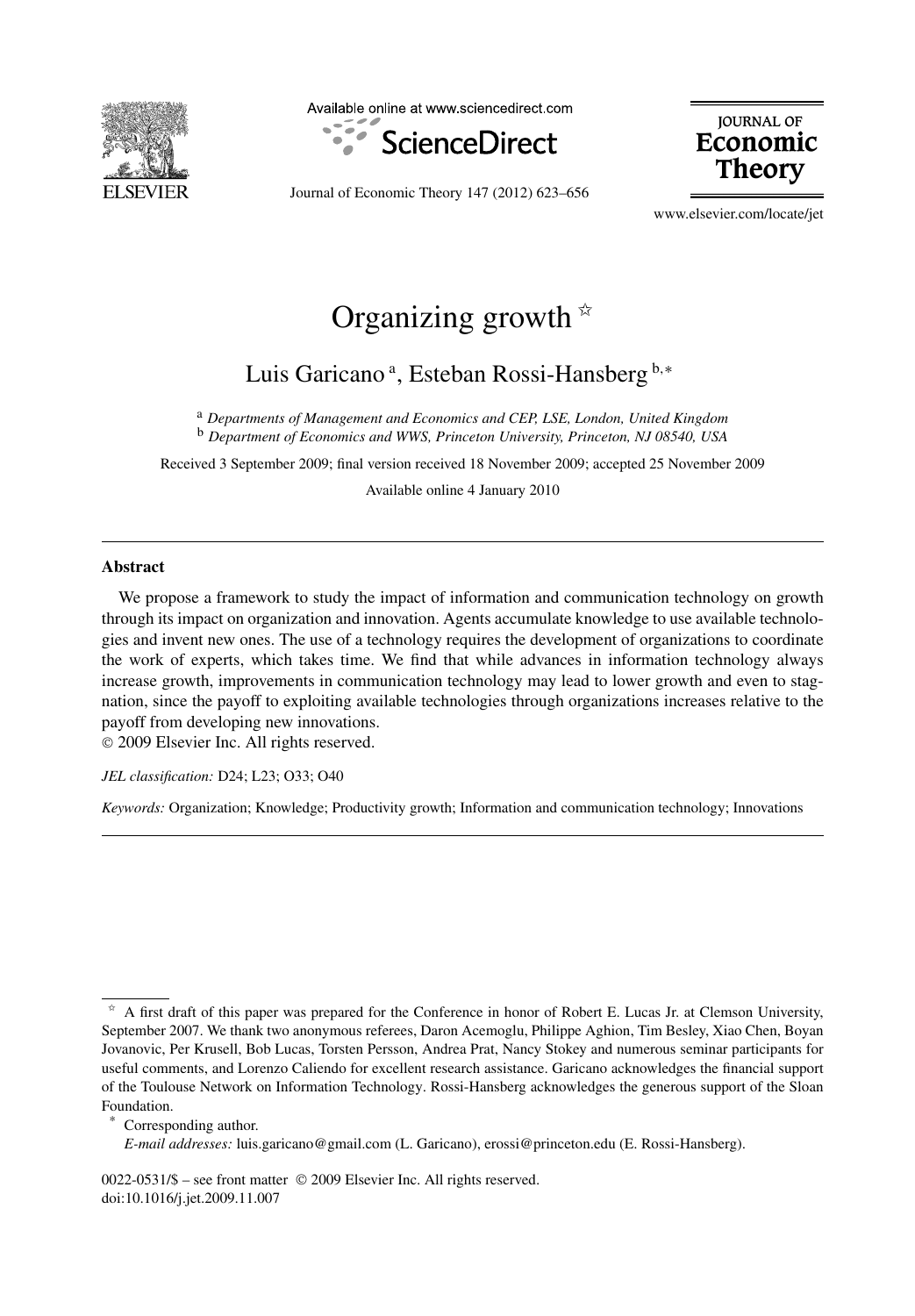# Organizing growth ☆

Luis Garicano [a], Esteban Rossi-Hansberg [b,*]

[a] *Departments of Management and Economics and CEP, LSE, London, United Kingdom*
[b] *Department of Economics and WWS, Princeton University, Princeton, NJ 08540, USA*

Received 3 September 2009; final version received 18 November 2009; accepted 25 November 2009

Available online 4 January 2010

---

## Abstract

We propose a framework to study the impact of information and communication technology on growth through its impact on organization and innovation. Agents accumulate knowledge to use available technologies and invent new ones. The use of a technology requires the development of organizations to coordinate the work of experts, which takes time. We find that while advances in information technology always increase growth, improvements in communication technology may lead to lower growth and even to stagnation, since the payoff to exploiting available technologies through organizations increases relative to the payoff from developing new innovations.

© 2009 Elsevier Inc. All rights reserved.

*JEL classification:* D24; L23; O33; O40

*Keywords:* Organization; Knowledge; Productivity growth; Information and communication technology; Innovations

---

☆ A first draft of this paper was prepared for the Conference in honor of Robert E. Lucas Jr. at Clemson University, September 2007. We thank two anonymous referees, Daron Acemoglu, Philippe Aghion, Tim Besley, Xiao Chen, Boyan Jovanovic, Per Krusell, Bob Lucas, Torsten Persson, Andrea Prat, Nancy Stokey and numerous seminar participants for useful comments, and Lorenzo Caliendo for excellent research assistance. Garicano acknowledges the financial support of the Toulouse Network on Information Technology. Rossi-Hansberg acknowledges the generous support of the Sloan Foundation.

\* Corresponding author.
*E-mail addresses:* luis.garicano@gmail.com (L. Garicano), erossi@princeton.edu (E. Rossi-Hansberg).

0022-0531/$ – see front matter © 2009 Elsevier Inc. All rights reserved.
doi:10.1016/j.jet.2009.11.007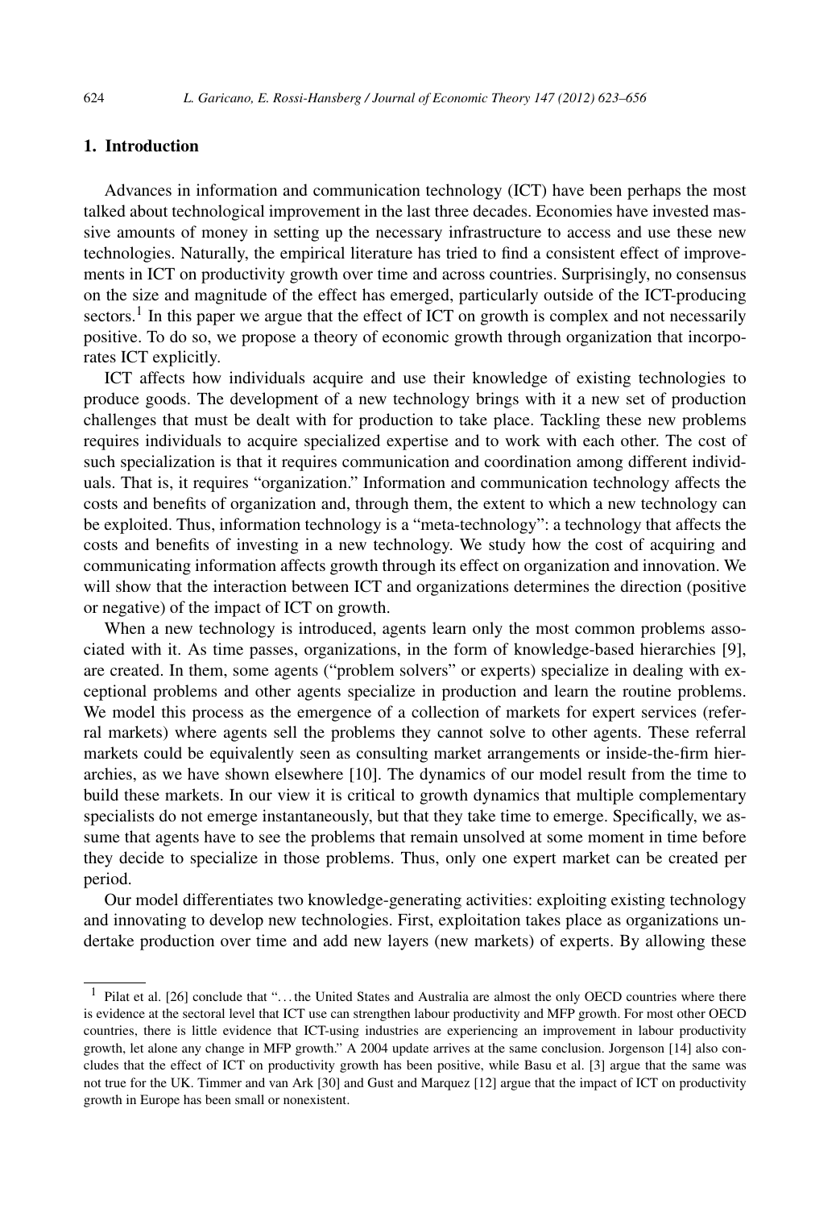## 1. Introduction

Advances in information and communication technology (ICT) have been perhaps the most talked about technological improvement in the last three decades. Economies have invested massive amounts of money in setting up the necessary infrastructure to access and use these new technologies. Naturally, the empirical literature has tried to find a consistent effect of improvements in ICT on productivity growth over time and across countries. Surprisingly, no consensus on the size and magnitude of the effect has emerged, particularly outside of the ICT-producing sectors.[1] In this paper we argue that the effect of ICT on growth is complex and not necessarily positive. To do so, we propose a theory of economic growth through organization that incorporates ICT explicitly.

ICT affects how individuals acquire and use their knowledge of existing technologies to produce goods. The development of a new technology brings with it a new set of production challenges that must be dealt with for production to take place. Tackling these new problems requires individuals to acquire specialized expertise and to work with each other. The cost of such specialization is that it requires communication and coordination among different individuals. That is, it requires "organization." Information and communication technology affects the costs and benefits of organization and, through them, the extent to which a new technology can be exploited. Thus, information technology is a "meta-technology": a technology that affects the costs and benefits of investing in a new technology. We study how the cost of acquiring and communicating information affects growth through its effect on organization and innovation. We will show that the interaction between ICT and organizations determines the direction (positive or negative) of the impact of ICT on growth.

When a new technology is introduced, agents learn only the most common problems associated with it. As time passes, organizations, in the form of knowledge-based hierarchies [9], are created. In them, some agents ("problem solvers" or experts) specialize in dealing with exceptional problems and other agents specialize in production and learn the routine problems. We model this process as the emergence of a collection of markets for expert services (referral markets) where agents sell the problems they cannot solve to other agents. These referral markets could be equivalently seen as consulting market arrangements or inside-the-firm hierarchies, as we have shown elsewhere [10]. The dynamics of our model result from the time to build these markets. In our view it is critical to growth dynamics that multiple complementary specialists do not emerge instantaneously, but that they take time to emerge. Specifically, we assume that agents have to see the problems that remain unsolved at some moment in time before they decide to specialize in those problems. Thus, only one expert market can be created per period.

Our model differentiates two knowledge-generating activities: exploiting existing technology and innovating to develop new technologies. First, exploitation takes place as organizations undertake production over time and add new layers (new markets) of experts. By allowing these

[1] Pilat et al. [26] conclude that "…the United States and Australia are almost the only OECD countries where there is evidence at the sectoral level that ICT use can strengthen labour productivity and MFP growth. For most other OECD countries, there is little evidence that ICT-using industries are experiencing an improvement in labour productivity growth, let alone any change in MFP growth." A 2004 update arrives at the same conclusion. Jorgenson [14] also concludes that the effect of ICT on productivity growth has been positive, while Basu et al. [3] argue that the same was not true for the UK. Timmer and van Ark [30] and Gust and Marquez [12] argue that the impact of ICT on productivity growth in Europe has been small or nonexistent.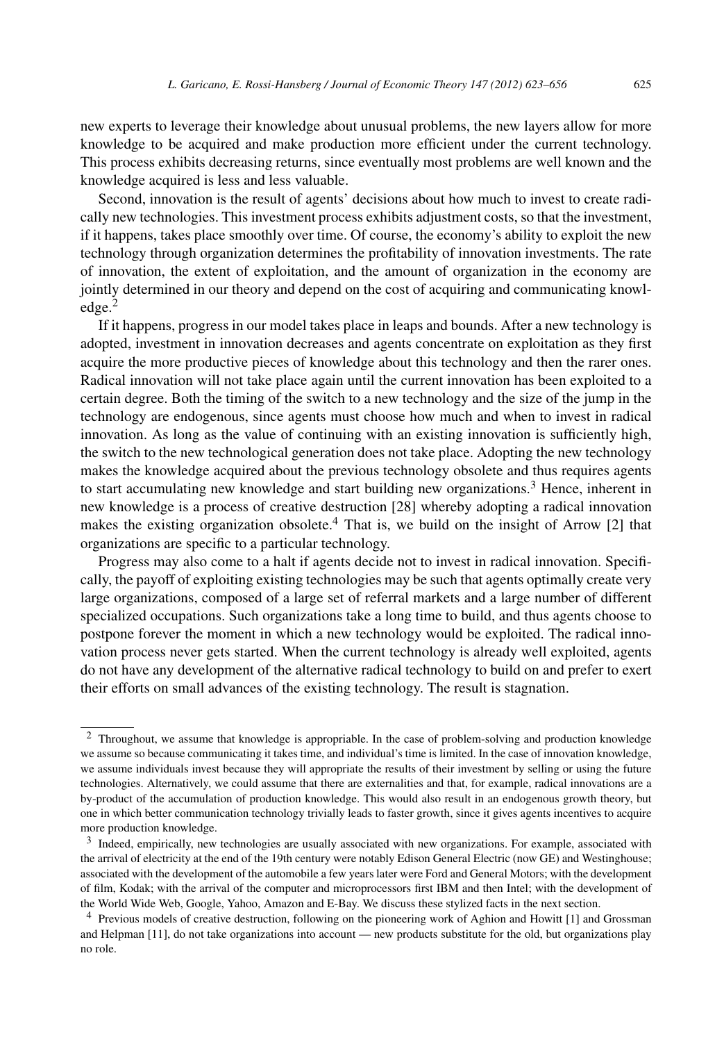new experts to leverage their knowledge about unusual problems, the new layers allow for more knowledge to be acquired and make production more efficient under the current technology. This process exhibits decreasing returns, since eventually most problems are well known and the knowledge acquired is less and less valuable.

Second, innovation is the result of agents' decisions about how much to invest to create radically new technologies. This investment process exhibits adjustment costs, so that the investment, if it happens, takes place smoothly over time. Of course, the economy's ability to exploit the new technology through organization determines the profitability of innovation investments. The rate of innovation, the extent of exploitation, and the amount of organization in the economy are jointly determined in our theory and depend on the cost of acquiring and communicating knowledge.[2]

If it happens, progress in our model takes place in leaps and bounds. After a new technology is adopted, investment in innovation decreases and agents concentrate on exploitation as they first acquire the more productive pieces of knowledge about this technology and then the rarer ones. Radical innovation will not take place again until the current innovation has been exploited to a certain degree. Both the timing of the switch to a new technology and the size of the jump in the technology are endogenous, since agents must choose how much and when to invest in radical innovation. As long as the value of continuing with an existing innovation is sufficiently high, the switch to the new technological generation does not take place. Adopting the new technology makes the knowledge acquired about the previous technology obsolete and thus requires agents to start accumulating new knowledge and start building new organizations.[3] Hence, inherent in new knowledge is a process of creative destruction [28] whereby adopting a radical innovation makes the existing organization obsolete.[4] That is, we build on the insight of Arrow [2] that organizations are specific to a particular technology.

Progress may also come to a halt if agents decide not to invest in radical innovation. Specifically, the payoff of exploiting existing technologies may be such that agents optimally create very large organizations, composed of a large set of referral markets and a large number of different specialized occupations. Such organizations take a long time to build, and thus agents choose to postpone forever the moment in which a new technology would be exploited. The radical innovation process never gets started. When the current technology is already well exploited, agents do not have any development of the alternative radical technology to build on and prefer to exert their efforts on small advances of the existing technology. The result is stagnation.

---

[2] Throughout, we assume that knowledge is appropriable. In the case of problem-solving and production knowledge we assume so because communicating it takes time, and individual's time is limited. In the case of innovation knowledge, we assume individuals invest because they will appropriate the results of their investment by selling or using the future technologies. Alternatively, we could assume that there are externalities and that, for example, radical innovations are a by-product of the accumulation of production knowledge. This would also result in an endogenous growth theory, but one in which better communication technology trivially leads to faster growth, since it gives agents incentives to acquire more production knowledge.

[3] Indeed, empirically, new technologies are usually associated with new organizations. For example, associated with the arrival of electricity at the end of the 19th century were notably Edison General Electric (now GE) and Westinghouse; associated with the development of the automobile a few years later were Ford and General Motors; with the development of film, Kodak; with the arrival of the computer and microprocessors first IBM and then Intel; with the development of the World Wide Web, Google, Yahoo, Amazon and E-Bay. We discuss these stylized facts in the next section.

[4] Previous models of creative destruction, following on the pioneering work of Aghion and Howitt [1] and Grossman and Helpman [11], do not take organizations into account — new products substitute for the old, but organizations play no role.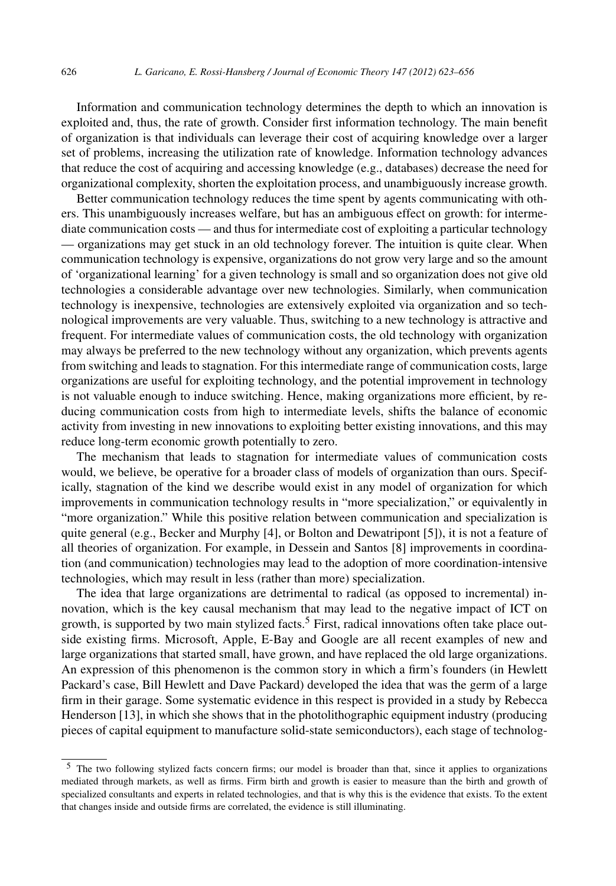Information and communication technology determines the depth to which an innovation is exploited and, thus, the rate of growth. Consider first information technology. The main benefit of organization is that individuals can leverage their cost of acquiring knowledge over a larger set of problems, increasing the utilization rate of knowledge. Information technology advances that reduce the cost of acquiring and accessing knowledge (e.g., databases) decrease the need for organizational complexity, shorten the exploitation process, and unambiguously increase growth.

Better communication technology reduces the time spent by agents communicating with others. This unambiguously increases welfare, but has an ambiguous effect on growth: for intermediate communication costs — and thus for intermediate cost of exploiting a particular technology — organizations may get stuck in an old technology forever. The intuition is quite clear. When communication technology is expensive, organizations do not grow very large and so the amount of 'organizational learning' for a given technology is small and so organization does not give old technologies a considerable advantage over new technologies. Similarly, when communication technology is inexpensive, technologies are extensively exploited via organization and so technological improvements are very valuable. Thus, switching to a new technology is attractive and frequent. For intermediate values of communication costs, the old technology with organization may always be preferred to the new technology without any organization, which prevents agents from switching and leads to stagnation. For this intermediate range of communication costs, large organizations are useful for exploiting technology, and the potential improvement in technology is not valuable enough to induce switching. Hence, making organizations more efficient, by reducing communication costs from high to intermediate levels, shifts the balance of economic activity from investing in new innovations to exploiting better existing innovations, and this may reduce long-term economic growth potentially to zero.

The mechanism that leads to stagnation for intermediate values of communication costs would, we believe, be operative for a broader class of models of organization than ours. Specifically, stagnation of the kind we describe would exist in any model of organization for which improvements in communication technology results in "more specialization," or equivalently in "more organization." While this positive relation between communication and specialization is quite general (e.g., Becker and Murphy [4], or Bolton and Dewatripont [5]), it is not a feature of all theories of organization. For example, in Dessein and Santos [8] improvements in coordination (and communication) technologies may lead to the adoption of more coordination-intensive technologies, which may result in less (rather than more) specialization.

The idea that large organizations are detrimental to radical (as opposed to incremental) innovation, which is the key causal mechanism that may lead to the negative impact of ICT on growth, is supported by two main stylized facts.[5] First, radical innovations often take place outside existing firms. Microsoft, Apple, E-Bay and Google are all recent examples of new and large organizations that started small, have grown, and have replaced the old large organizations. An expression of this phenomenon is the common story in which a firm's founders (in Hewlett Packard's case, Bill Hewlett and Dave Packard) developed the idea that was the germ of a large firm in their garage. Some systematic evidence in this respect is provided in a study by Rebecca Henderson [13], in which she shows that in the photolithographic equipment industry (producing pieces of capital equipment to manufacture solid-state semiconductors), each stage of technolog-

[5] The two following stylized facts concern firms; our model is broader than that, since it applies to organizations mediated through markets, as well as firms. Firm birth and growth is easier to measure than the birth and growth of specialized consultants and experts in related technologies, and that is why this is the evidence that exists. To the extent that changes inside and outside firms are correlated, the evidence is still illuminating.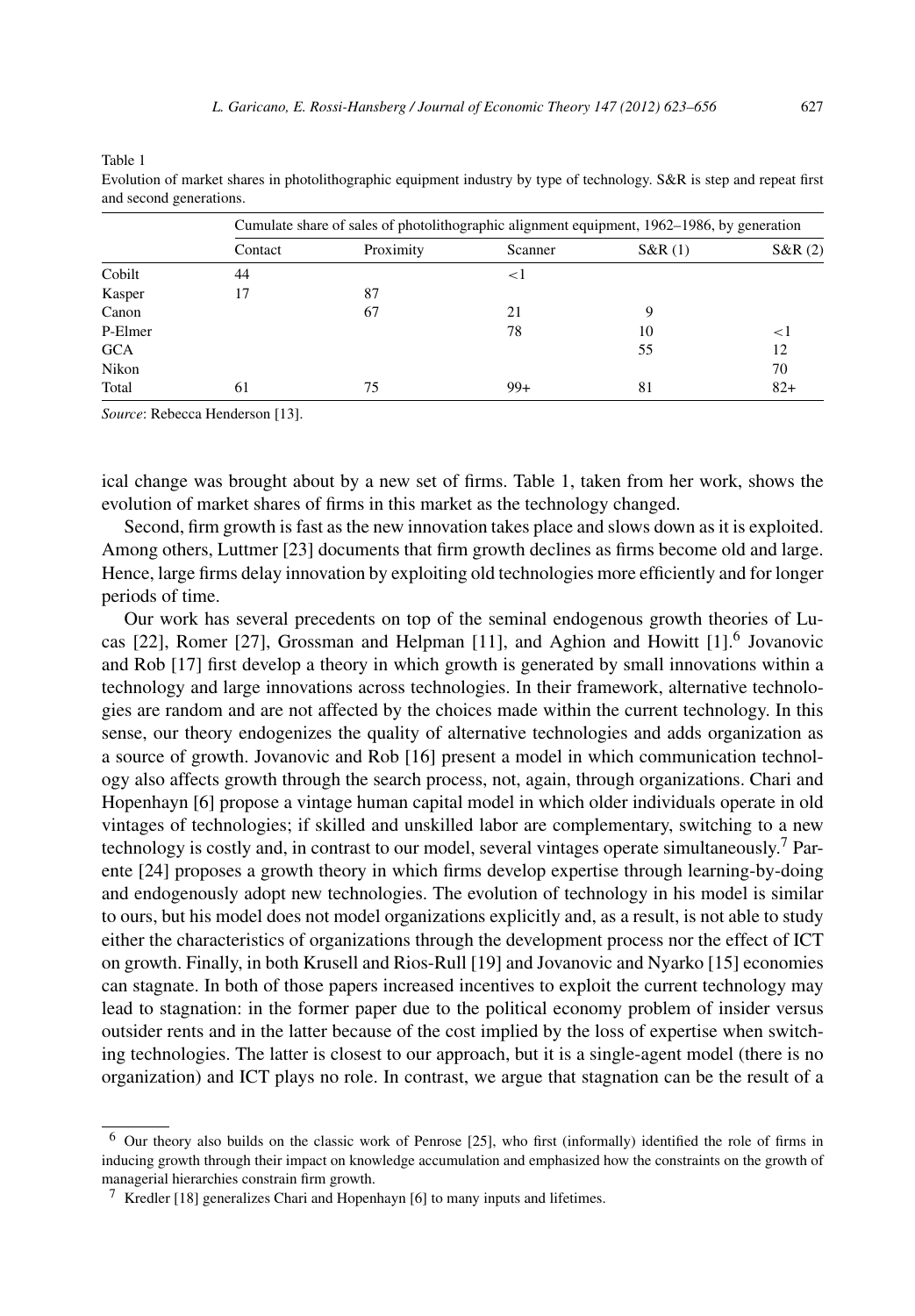Table 1

Evolution of market shares in photolithographic equipment industry by type of technology. S&R is step and repeat first and second generations.

| | Cumulate share of sales of photolithographic alignment equipment, 1962–1986, by generation | | | | |
|---|---|---|---|---|---|
| | Contact | Proximity | Scanner | S&R (1) | S&R (2) |
| Cobilt | 44 | | <1 | | |
| Kasper | 17 | 87 | | | |
| Canon | | 67 | 21 | 9 | |
| P-Elmer | | | 78 | 10 | <1 |
| GCA | | | | 55 | 12 |
| Nikon | | | | | 70 |
| Total | 61 | 75 | 99+ | 81 | 82+ |

*Source*: Rebecca Henderson [13].

ical change was brought about by a new set of firms. Table 1, taken from her work, shows the evolution of market shares of firms in this market as the technology changed.

Second, firm growth is fast as the new innovation takes place and slows down as it is exploited. Among others, Luttmer [23] documents that firm growth declines as firms become old and large. Hence, large firms delay innovation by exploiting old technologies more efficiently and for longer periods of time.

Our work has several precedents on top of the seminal endogenous growth theories of Lucas [22], Romer [27], Grossman and Helpman [11], and Aghion and Howitt [1].[6] Jovanovic and Rob [17] first develop a theory in which growth is generated by small innovations within a technology and large innovations across technologies. In their framework, alternative technologies are random and are not affected by the choices made within the current technology. In this sense, our theory endogenizes the quality of alternative technologies and adds organization as a source of growth. Jovanovic and Rob [16] present a model in which communication technology also affects growth through the search process, not, again, through organizations. Chari and Hopenhayn [6] propose a vintage human capital model in which older individuals operate in old vintages of technologies; if skilled and unskilled labor are complementary, switching to a new technology is costly and, in contrast to our model, several vintages operate simultaneously.[7] Parente [24] proposes a growth theory in which firms develop expertise through learning-by-doing and endogenously adopt new technologies. The evolution of technology in his model is similar to ours, but his model does not model organizations explicitly and, as a result, is not able to study either the characteristics of organizations through the development process nor the effect of ICT on growth. Finally, in both Krusell and Rios-Rull [19] and Jovanovic and Nyarko [15] economies can stagnate. In both of those papers increased incentives to exploit the current technology may lead to stagnation: in the former paper due to the political economy problem of insider versus outsider rents and in the latter because of the cost implied by the loss of expertise when switching technologies. The latter is closest to our approach, but it is a single-agent model (there is no organization) and ICT plays no role. In contrast, we argue that stagnation can be the result of a

[6] Our theory also builds on the classic work of Penrose [25], who first (informally) identified the role of firms in inducing growth through their impact on knowledge accumulation and emphasized how the constraints on the growth of managerial hierarchies constrain firm growth.

[7] Kredler [18] generalizes Chari and Hopenhayn [6] to many inputs and lifetimes.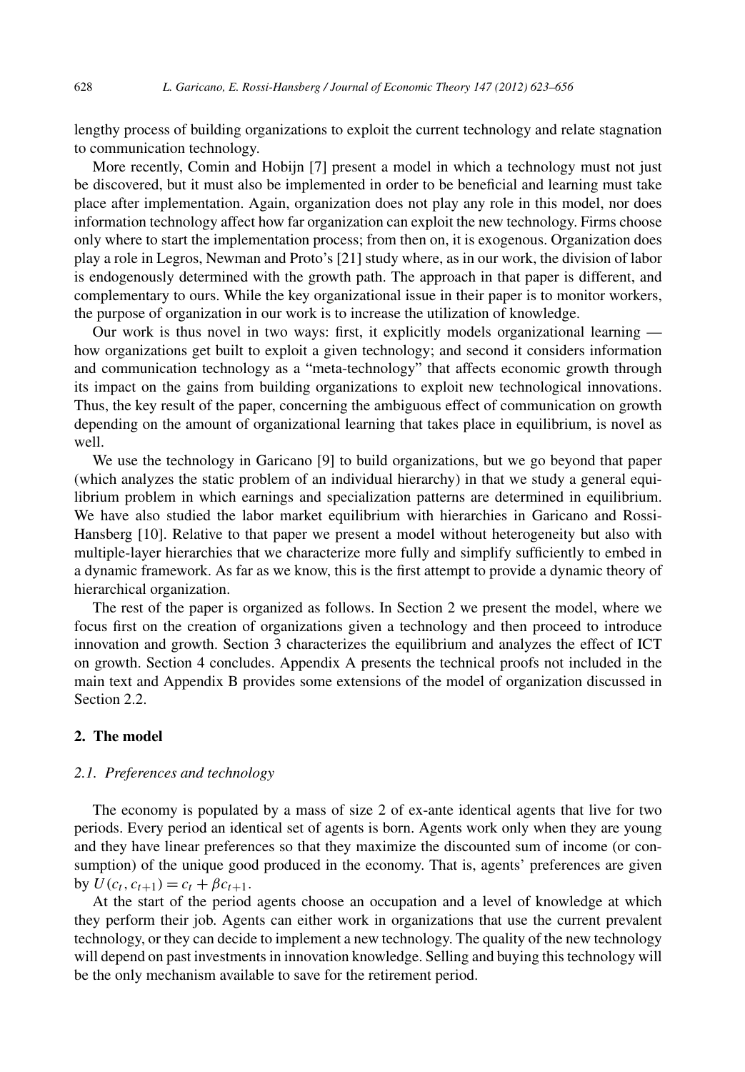lengthy process of building organizations to exploit the current technology and relate stagnation to communication technology.

More recently, Comin and Hobijn [7] present a model in which a technology must not just be discovered, but it must also be implemented in order to be beneficial and learning must take place after implementation. Again, organization does not play any role in this model, nor does information technology affect how far organization can exploit the new technology. Firms choose only where to start the implementation process; from then on, it is exogenous. Organization does play a role in Legros, Newman and Proto's [21] study where, as in our work, the division of labor is endogenously determined with the growth path. The approach in that paper is different, and complementary to ours. While the key organizational issue in their paper is to monitor workers, the purpose of organization in our work is to increase the utilization of knowledge.

Our work is thus novel in two ways: first, it explicitly models organizational learning — how organizations get built to exploit a given technology; and second it considers information and communication technology as a "meta-technology" that affects economic growth through its impact on the gains from building organizations to exploit new technological innovations. Thus, the key result of the paper, concerning the ambiguous effect of communication on growth depending on the amount of organizational learning that takes place in equilibrium, is novel as well.

We use the technology in Garicano [9] to build organizations, but we go beyond that paper (which analyzes the static problem of an individual hierarchy) in that we study a general equilibrium problem in which earnings and specialization patterns are determined in equilibrium. We have also studied the labor market equilibrium with hierarchies in Garicano and Rossi-Hansberg [10]. Relative to that paper we present a model without heterogeneity but also with multiple-layer hierarchies that we characterize more fully and simplify sufficiently to embed in a dynamic framework. As far as we know, this is the first attempt to provide a dynamic theory of hierarchical organization.

The rest of the paper is organized as follows. In Section 2 we present the model, where we focus first on the creation of organizations given a technology and then proceed to introduce innovation and growth. Section 3 characterizes the equilibrium and analyzes the effect of ICT on growth. Section 4 concludes. Appendix A presents the technical proofs not included in the main text and Appendix B provides some extensions of the model of organization discussed in Section 2.2.

## 2. The model

### 2.1. Preferences and technology

The economy is populated by a mass of size 2 of ex-ante identical agents that live for two periods. Every period an identical set of agents is born. Agents work only when they are young and they have linear preferences so that they maximize the discounted sum of income (or consumption) of the unique good produced in the economy. That is, agents' preferences are given by $U(c_t, c_{t+1}) = c_t + \beta c_{t+1}$.

At the start of the period agents choose an occupation and a level of knowledge at which they perform their job. Agents can either work in organizations that use the current prevalent technology, or they can decide to implement a new technology. The quality of the new technology will depend on past investments in innovation knowledge. Selling and buying this technology will be the only mechanism available to save for the retirement period.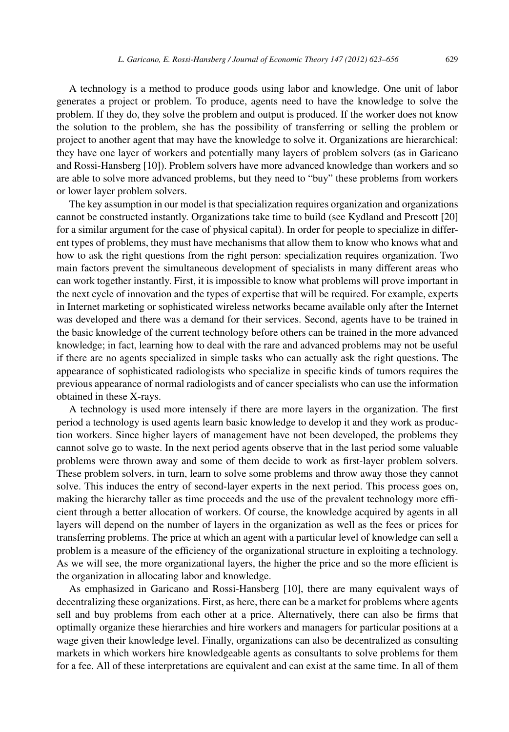A technology is a method to produce goods using labor and knowledge. One unit of labor generates a project or problem. To produce, agents need to have the knowledge to solve the problem. If they do, they solve the problem and output is produced. If the worker does not know the solution to the problem, she has the possibility of transferring or selling the problem or project to another agent that may have the knowledge to solve it. Organizations are hierarchical: they have one layer of workers and potentially many layers of problem solvers (as in Garicano and Rossi-Hansberg [10]). Problem solvers have more advanced knowledge than workers and so are able to solve more advanced problems, but they need to "buy" these problems from workers or lower layer problem solvers.

The key assumption in our model is that specialization requires organization and organizations cannot be constructed instantly. Organizations take time to build (see Kydland and Prescott [20] for a similar argument for the case of physical capital). In order for people to specialize in different types of problems, they must have mechanisms that allow them to know who knows what and how to ask the right questions from the right person: specialization requires organization. Two main factors prevent the simultaneous development of specialists in many different areas who can work together instantly. First, it is impossible to know what problems will prove important in the next cycle of innovation and the types of expertise that will be required. For example, experts in Internet marketing or sophisticated wireless networks became available only after the Internet was developed and there was a demand for their services. Second, agents have to be trained in the basic knowledge of the current technology before others can be trained in the more advanced knowledge; in fact, learning how to deal with the rare and advanced problems may not be useful if there are no agents specialized in simple tasks who can actually ask the right questions. The appearance of sophisticated radiologists who specialize in specific kinds of tumors requires the previous appearance of normal radiologists and of cancer specialists who can use the information obtained in these X-rays.

A technology is used more intensely if there are more layers in the organization. The first period a technology is used agents learn basic knowledge to develop it and they work as production workers. Since higher layers of management have not been developed, the problems they cannot solve go to waste. In the next period agents observe that in the last period some valuable problems were thrown away and some of them decide to work as first-layer problem solvers. These problem solvers, in turn, learn to solve some problems and throw away those they cannot solve. This induces the entry of second-layer experts in the next period. This process goes on, making the hierarchy taller as time proceeds and the use of the prevalent technology more efficient through a better allocation of workers. Of course, the knowledge acquired by agents in all layers will depend on the number of layers in the organization as well as the fees or prices for transferring problems. The price at which an agent with a particular level of knowledge can sell a problem is a measure of the efficiency of the organizational structure in exploiting a technology. As we will see, the more organizational layers, the higher the price and so the more efficient is the organization in allocating labor and knowledge.

As emphasized in Garicano and Rossi-Hansberg [10], there are many equivalent ways of decentralizing these organizations. First, as here, there can be a market for problems where agents sell and buy problems from each other at a price. Alternatively, there can also be firms that optimally organize these hierarchies and hire workers and managers for particular positions at a wage given their knowledge level. Finally, organizations can also be decentralized as consulting markets in which workers hire knowledgeable agents as consultants to solve problems for them for a fee. All of these interpretations are equivalent and can exist at the same time. In all of them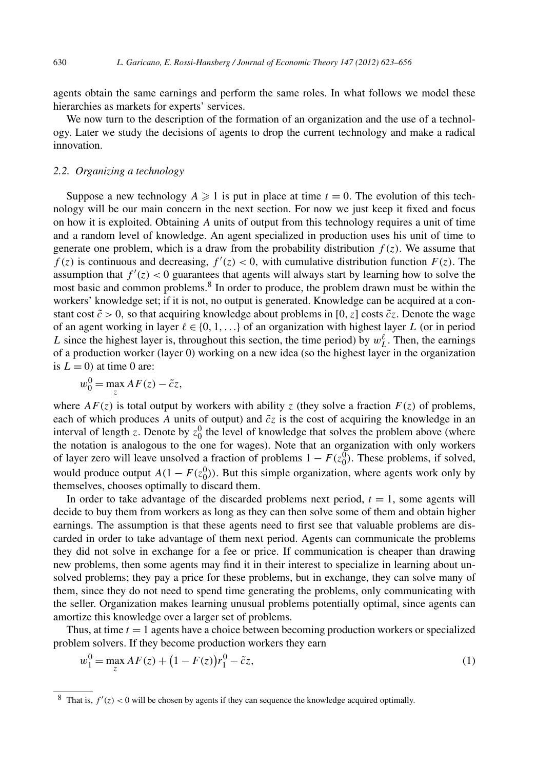agents obtain the same earnings and perform the same roles. In what follows we model these hierarchies as markets for experts' services.

We now turn to the description of the formation of an organization and the use of a technology. Later we study the decisions of agents to drop the current technology and make a radical innovation.

### 2.2. *Organizing a technology*

Suppose a new technology $A \geqslant 1$ is put in place at time $t = 0$. The evolution of this technology will be our main concern in the next section. For now we just keep it fixed and focus on how it is exploited. Obtaining $A$ units of output from this technology requires a unit of time and a random level of knowledge. An agent specialized in production uses his unit of time to generate one problem, which is a draw from the probability distribution $f(z)$. We assume that $f(z)$ is continuous and decreasing, $f'(z) < 0$, with cumulative distribution function $F(z)$. The assumption that $f'(z) < 0$ guarantees that agents will always start by learning how to solve the most basic and common problems.[8] In order to produce, the problem drawn must be within the workers' knowledge set; if it is not, no output is generated. Knowledge can be acquired at a constant cost $\tilde{c} > 0$, so that acquiring knowledge about problems in $[0, z]$ costs $\tilde{c}z$. Denote the wage of an agent working in layer $\ell \in \{0, 1, \ldots\}$ of an organization with highest layer $L$ (or in period $L$ since the highest layer is, throughout this section, the time period) by $w_L^\ell$. Then, the earnings of a production worker (layer 0) working on a new idea (so the highest layer in the organization is $L = 0$) at time 0 are:

$$w_0^0 = \max_z AF(z) - \tilde{c}z,$$

where $AF(z)$ is total output by workers with ability $z$ (they solve a fraction $F(z)$ of problems, each of which produces $A$ units of output) and $\tilde{c}z$ is the cost of acquiring the knowledge in an interval of length $z$. Denote by $z_0^0$ the level of knowledge that solves the problem above (where the notation is analogous to the one for wages). Note that an organization with only workers of layer zero will leave unsolved a fraction of problems $1 - F(z_0^0)$. These problems, if solved, would produce output $A(1 - F(z_0^0))$. But this simple organization, where agents work only by themselves, chooses optimally to discard them.

In order to take advantage of the discarded problems next period, $t = 1$, some agents will decide to buy them from workers as long as they can then solve some of them and obtain higher earnings. The assumption is that these agents need to first see that valuable problems are discarded in order to take advantage of them next period. Agents can communicate the problems they did not solve in exchange for a fee or price. If communication is cheaper than drawing new problems, then some agents may find it in their interest to specialize in learning about unsolved problems; they pay a price for these problems, but in exchange, they can solve many of them, since they do not need to spend time generating the problems, only communicating with the seller. Organization makes learning unusual problems potentially optimal, since agents can amortize this knowledge over a larger set of problems.

Thus, at time $t = 1$ agents have a choice between becoming production workers or specialized problem solvers. If they become production workers they earn

$$w_1^0 = \max_z AF(z) + \left(1 - F(z)\right)r_1^0 - \tilde{c}z, \tag{1}$$

[8] That is, $f'(z) < 0$ will be chosen by agents if they can sequence the knowledge acquired optimally.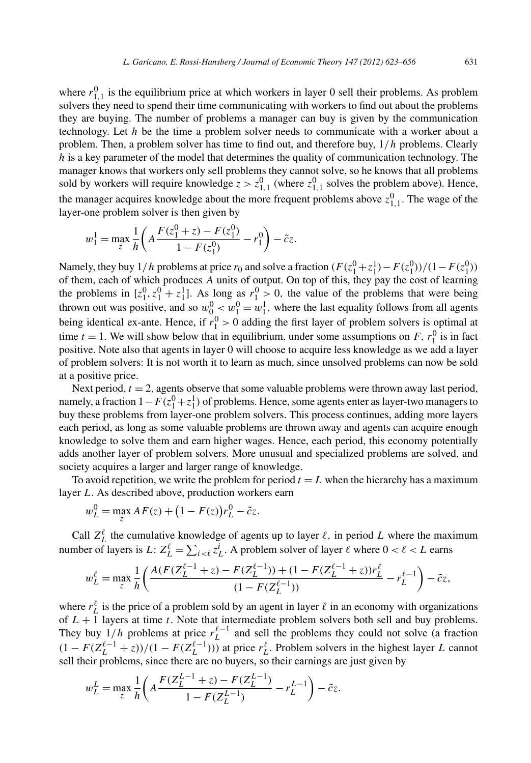where $r^0_{1,1}$ is the equilibrium price at which workers in layer 0 sell their problems. As problem solvers they need to spend their time communicating with workers to find out about the problems they are buying. The number of problems a manager can buy is given by the communication technology. Let $h$ be the time a problem solver needs to communicate with a worker about a problem. Then, a problem solver has time to find out, and therefore buy, $1/h$ problems. Clearly $h$ is a key parameter of the model that determines the quality of communication technology. The manager knows that workers only sell problems they cannot solve, so he knows that all problems sold by workers will require knowledge $z > z^0_{1,1}$ (where $z^0_{1,1}$ solves the problem above). Hence, the manager acquires knowledge about the more frequent problems above $z^0_{1,1}$. The wage of the layer-one problem solver is then given by

$$w^1_1 = \max_z \frac{1}{h}\left(A\frac{F(z^0_1 + z) - F(z^0_1)}{1 - F(z^0_1)} - r^0_1\right) - \tilde{c}z.$$

Namely, they buy $1/h$ problems at price $r_0$ and solve a fraction $(F(z^0_1 + z^1_1) - F(z^0_1))/(1 - F(z^0_1))$ of them, each of which produces $A$ units of output. On top of this, they pay the cost of learning the problems in $[z^0_1, z^0_1 + z^1_1]$. As long as $r^0_1 > 0$, the value of the problems that were being thrown out was positive, and so $w^0_0 < w^0_1 = w^1_1$, where the last equality follows from all agents being identical ex-ante. Hence, if $r^0_1 > 0$ adding the first layer of problem solvers is optimal at time $t = 1$. We will show below that in equilibrium, under some assumptions on $F$, $r^0_1$ is in fact positive. Note also that agents in layer 0 will choose to acquire less knowledge as we add a layer of problem solvers: It is not worth it to learn as much, since unsolved problems can now be sold at a positive price.

Next period, $t = 2$, agents observe that some valuable problems were thrown away last period, namely, a fraction $1 - F(z^0_1 + z^1_1)$ of problems. Hence, some agents enter as layer-two managers to buy these problems from layer-one problem solvers. This process continues, adding more layers each period, as long as some valuable problems are thrown away and agents can acquire enough knowledge to solve them and earn higher wages. Hence, each period, this economy potentially adds another layer of problem solvers. More unusual and specialized problems are solved, and society acquires a larger and larger range of knowledge.

To avoid repetition, we write the problem for period $t = L$ when the hierarchy has a maximum layer $L$. As described above, production workers earn

$$w^0_L = \max_z AF(z) + \big(1 - F(z)\big)r^0_L - \tilde{c}z.$$

Call $Z^\ell_L$ the cumulative knowledge of agents up to layer $\ell$, in period $L$ where the maximum number of layers is $L$: $Z^\ell_L = \sum_{i<\ell} z^i_L$. A problem solver of layer $\ell$ where $0 < \ell < L$ earns

$$w^\ell_L = \max_z \frac{1}{h}\left(\frac{A(F(Z^{\ell-1}_L + z) - F(Z^{\ell-1}_L)) + (1 - F(Z^{\ell-1}_L + z))r^\ell_L}{(1 - F(Z^{\ell-1}_L))} - r^{\ell-1}_L\right) - \tilde{c}z,$$

where $r^\ell_L$ is the price of a problem sold by an agent in layer $\ell$ in an economy with organizations of $L + 1$ layers at time $t$. Note that intermediate problem solvers both sell and buy problems. They buy $1/h$ problems at price $r^{\ell-1}_L$ and sell the problems they could not solve (a fraction $(1 - F(Z^{\ell-1}_L + z))/(1 - F(Z^{\ell-1}_L)))$ at price $r^\ell_L$. Problem solvers in the highest layer $L$ cannot sell their problems, since there are no buyers, so their earnings are just given by

$$w^L_L = \max_z \frac{1}{h}\left(A\frac{F(Z^{L-1}_L + z) - F(Z^{L-1}_L)}{1 - F(Z^{L-1}_L)} - r^{L-1}_L\right) - \tilde{c}z.$$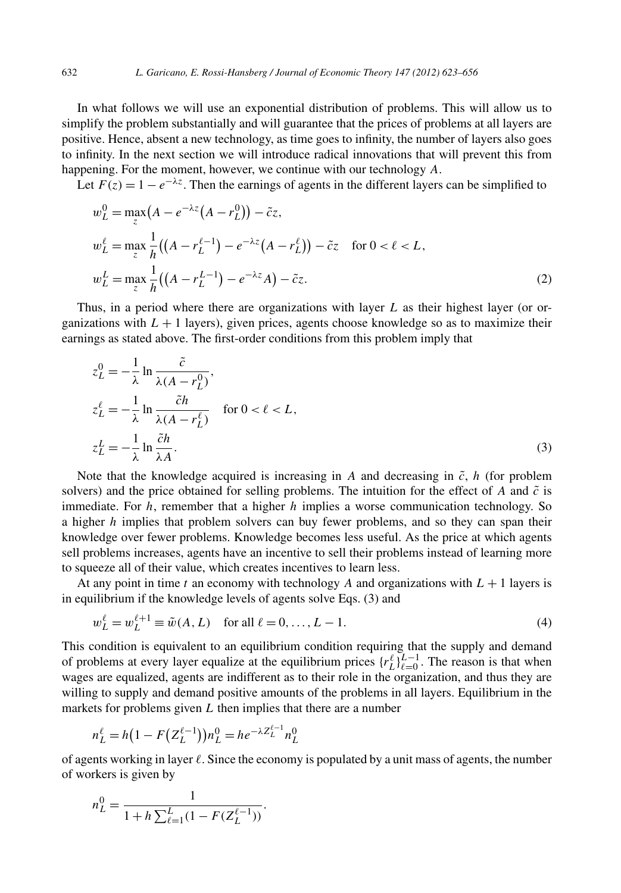In what follows we will use an exponential distribution of problems. This will allow us to simplify the problem substantially and will guarantee that the prices of problems at all layers are positive. Hence, absent a new technology, as time goes to infinity, the number of layers also goes to infinity. In the next section we will introduce radical innovations that will prevent this from happening. For the moment, however, we continue with our technology $A$.

Let $F(z) = 1 - e^{-\lambda z}$. Then the earnings of agents in the different layers can be simplified to

$$
\begin{aligned}
w_L^0 &= \max_z \left(A - e^{-\lambda z}\left(A - r_L^0\right)\right) - \tilde{c}z, \\
w_L^\ell &= \max_z \frac{1}{h}\left(\left(A - r_L^{\ell-1}\right) - e^{-\lambda z}\left(A - r_L^\ell\right)\right) - \tilde{c}z \quad \text{for } 0 < \ell < L, \\
w_L^L &= \max_z \frac{1}{h}\left(\left(A - r_L^{L-1}\right) - e^{-\lambda z}A\right) - \tilde{c}z.
\end{aligned} \tag{2}
$$

Thus, in a period where there are organizations with layer $L$ as their highest layer (or organizations with $L+1$ layers), given prices, agents choose knowledge so as to maximize their earnings as stated above. The first-order conditions from this problem imply that

$$
\begin{aligned}
z_L^0 &= -\frac{1}{\lambda} \ln \frac{\tilde{c}}{\lambda(A - r_L^0)}, \\
z_L^\ell &= -\frac{1}{\lambda} \ln \frac{\tilde{c}h}{\lambda(A - r_L^\ell)} \quad \text{for } 0 < \ell < L, \\
z_L^L &= -\frac{1}{\lambda} \ln \frac{\tilde{c}h}{\lambda A}.
\end{aligned} \tag{3}
$$

Note that the knowledge acquired is increasing in $A$ and decreasing in $\tilde{c}$, $h$ (for problem solvers) and the price obtained for selling problems. The intuition for the effect of $A$ and $\tilde{c}$ is immediate. For $h$, remember that a higher $h$ implies a worse communication technology. So a higher $h$ implies that problem solvers can buy fewer problems, and so they can span their knowledge over fewer problems. Knowledge becomes less useful. As the price at which agents sell problems increases, agents have an incentive to sell their problems instead of learning more to squeeze all of their value, which creates incentives to learn less.

At any point in time $t$ an economy with technology $A$ and organizations with $L+1$ layers is in equilibrium if the knowledge levels of agents solve Eqs. (3) and

$$
w_L^\ell = w_L^{\ell+1} \equiv \tilde{w}(A, L) \quad \text{for all } \ell = 0, \ldots, L-1. \tag{4}
$$

This condition is equivalent to an equilibrium condition requiring that the supply and demand of problems at every layer equalize at the equilibrium prices $\{r_L^\ell\}_{\ell=0}^{L-1}$. The reason is that when wages are equalized, agents are indifferent as to their role in the organization, and thus they are willing to supply and demand positive amounts of the problems in all layers. Equilibrium in the markets for problems given $L$ then implies that there are a number

$$
n_L^\ell = h\left(1 - F\left(Z_L^{\ell-1}\right)\right)n_L^0 = he^{-\lambda Z_L^{\ell-1}} n_L^0
$$

of agents working in layer $\ell$. Since the economy is populated by a unit mass of agents, the number of workers is given by

$$
n_L^0 = \frac{1}{1 + h\sum_{\ell=1}^{L}(1 - F(Z_L^{\ell-1}))}.
$$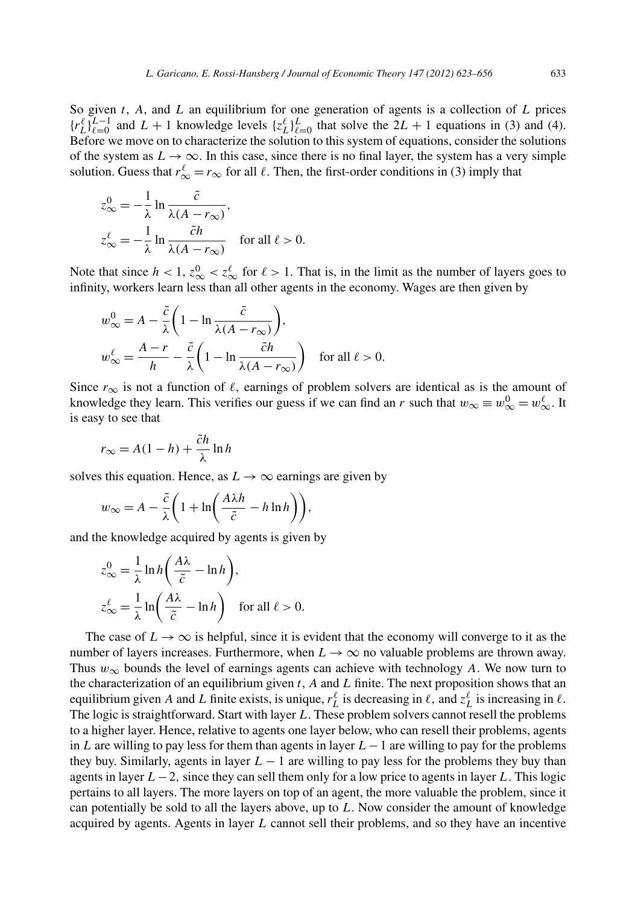So given $t$, $A$, and $L$ an equilibrium for one generation of agents is a collection of $L$ prices $\{r_L^\ell\}_{\ell=0}^{L-1}$ and $L+1$ knowledge levels $\{z_L^\ell\}_{\ell=0}^{L}$ that solve the $2L+1$ equations in (3) and (4). Before we move on to characterize the solution to this system of equations, consider the solutions of the system as $L \to \infty$. In this case, since there is no final layer, the system has a very simple solution. Guess that $r_\infty^\ell = r_\infty$ for all $\ell$. Then, the first-order conditions in (3) imply that

$$z_\infty^0 = -\frac{1}{\lambda} \ln \frac{\tilde{c}}{\lambda(A - r_\infty)},$$

$$z_\infty^\ell = -\frac{1}{\lambda} \ln \frac{\tilde{c}h}{\lambda(A - r_\infty)} \quad \text{for all } \ell > 0.$$

Note that since $h < 1$, $z_\infty^0 < z_\infty^\ell$ for $\ell > 1$. That is, in the limit as the number of layers goes to infinity, workers learn less than all other agents in the economy. Wages are then given by

$$w_\infty^0 = A - \frac{\tilde{c}}{\lambda}\left(1 - \ln \frac{\tilde{c}}{\lambda(A - r_\infty)}\right),$$

$$w_\infty^\ell = \frac{A - r}{h} - \frac{\tilde{c}}{\lambda}\left(1 - \ln \frac{\tilde{c}h}{\lambda(A - r_\infty)}\right) \quad \text{for all } \ell > 0.$$

Since $r_\infty$ is not a function of $\ell$, earnings of problem solvers are identical as is the amount of knowledge they learn. This verifies our guess if we can find an $r$ such that $w_\infty \equiv w_\infty^0 = w_\infty^\ell$. It is easy to see that

$$r_\infty = A(1 - h) + \frac{\tilde{c}h}{\lambda} \ln h$$

solves this equation. Hence, as $L \to \infty$ earnings are given by

$$w_\infty = A - \frac{\tilde{c}}{\lambda}\left(1 + \ln\left(\frac{A\lambda h}{\tilde{c}} - h \ln h\right)\right),$$

and the knowledge acquired by agents is given by

$$z_\infty^0 = \frac{1}{\lambda} \ln h\left(\frac{A\lambda}{\tilde{c}} - \ln h\right),$$

$$z_\infty^\ell = \frac{1}{\lambda} \ln\left(\frac{A\lambda}{\tilde{c}} - \ln h\right) \quad \text{for all } \ell > 0.$$

The case of $L \to \infty$ is helpful, since it is evident that the economy will converge to it as the number of layers increases. Furthermore, when $L \to \infty$ no valuable problems are thrown away. Thus $w_\infty$ bounds the level of earnings agents can achieve with technology $A$. We now turn to the characterization of an equilibrium given $t$, $A$ and $L$ finite. The next proposition shows that an equilibrium given $A$ and $L$ finite exists, is unique, $r_L^\ell$ is decreasing in $\ell$, and $z_L^\ell$ is increasing in $\ell$. The logic is straightforward. Start with layer $L$. These problem solvers cannot resell the problems to a higher layer. Hence, relative to agents one layer below, who can resell their problems, agents in $L$ are willing to pay less for them than agents in layer $L-1$ are willing to pay for the problems they buy. Similarly, agents in layer $L-1$ are willing to pay less for the problems they buy than agents in layer $L-2$, since they can sell them only for a low price to agents in layer $L$. This logic pertains to all layers. The more layers on top of an agent, the more valuable the problem, since it can potentially be sold to all the layers above, up to $L$. Now consider the amount of knowledge acquired by agents. Agents in layer $L$ cannot sell their problems, and so they have an incentive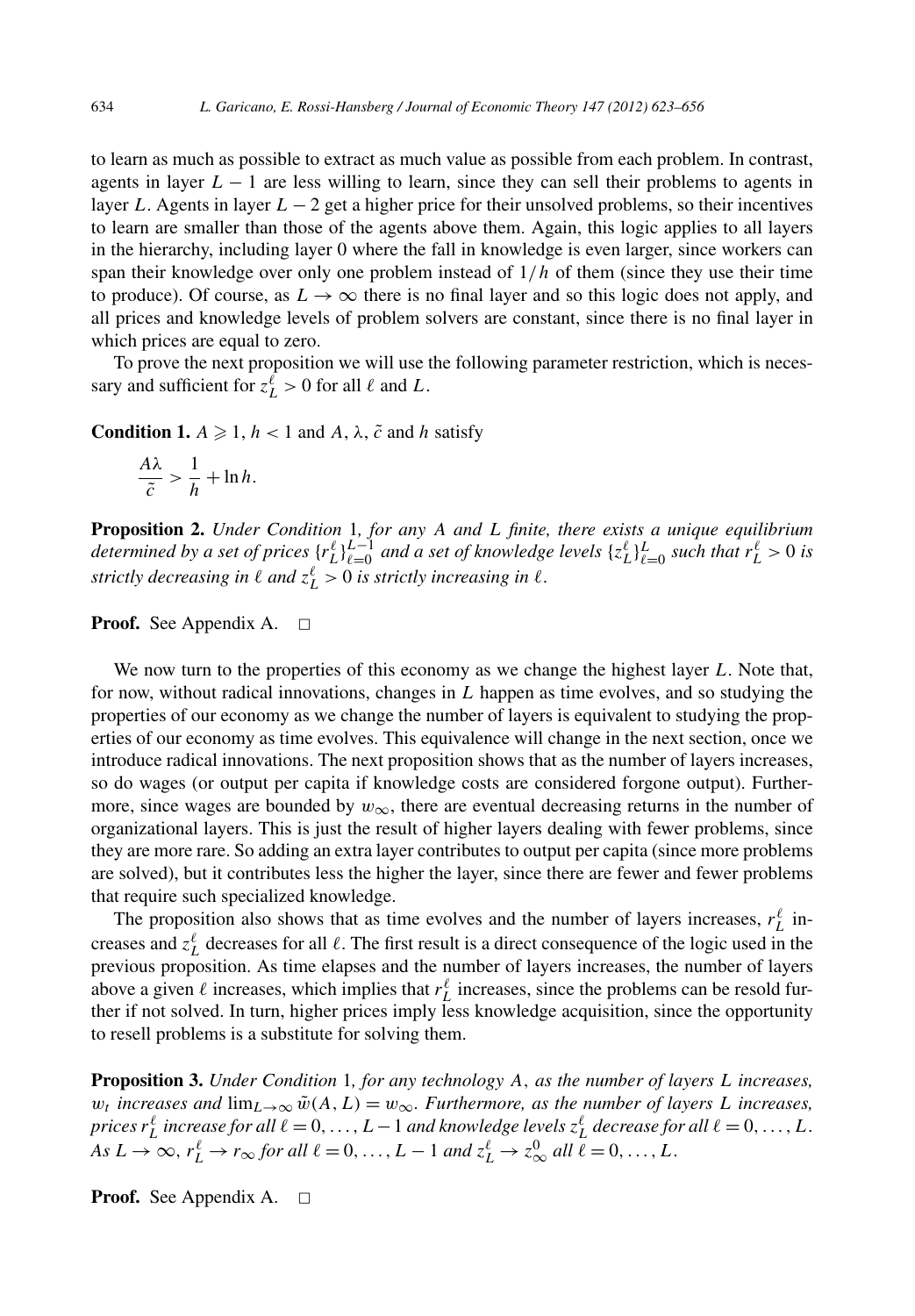to learn as much as possible to extract as much value as possible from each problem. In contrast, agents in layer $L-1$ are less willing to learn, since they can sell their problems to agents in layer $L$. Agents in layer $L-2$ get a higher price for their unsolved problems, so their incentives to learn are smaller than those of the agents above them. Again, this logic applies to all layers in the hierarchy, including layer 0 where the fall in knowledge is even larger, since workers can span their knowledge over only one problem instead of $1/h$ of them (since they use their time to produce). Of course, as $L \to \infty$ there is no final layer and so this logic does not apply, and all prices and knowledge levels of problem solvers are constant, since there is no final layer in which prices are equal to zero.

To prove the next proposition we will use the following parameter restriction, which is necessary and sufficient for $z_L^\ell > 0$ for all $\ell$ and $L$.

**Condition 1.** $A \geqslant 1$, $h < 1$ and $A$, $\lambda$, $\tilde{c}$ and $h$ satisfy

$$\frac{A\lambda}{\tilde{c}} > \frac{1}{h} + \ln h.$$

**Proposition 2.** *Under Condition 1, for any $A$ and $L$ finite, there exists a unique equilibrium determined by a set of prices $\{r_L^\ell\}_{\ell=0}^{L-1}$ and a set of knowledge levels $\{z_L^\ell\}_{\ell=0}^{L}$ such that $r_L^\ell > 0$ is strictly decreasing in $\ell$ and $z_L^\ell > 0$ is strictly increasing in $\ell$.*

**Proof.** See Appendix A. □

We now turn to the properties of this economy as we change the highest layer $L$. Note that, for now, without radical innovations, changes in $L$ happen as time evolves, and so studying the properties of our economy as we change the number of layers is equivalent to studying the properties of our economy as time evolves. This equivalence will change in the next section, once we introduce radical innovations. The next proposition shows that as the number of layers increases, so do wages (or output per capita if knowledge costs are considered forgone output). Furthermore, since wages are bounded by $w_\infty$, there are eventual decreasing returns in the number of organizational layers. This is just the result of higher layers dealing with fewer problems, since they are more rare. So adding an extra layer contributes to output per capita (since more problems are solved), but it contributes less the higher the layer, since there are fewer and fewer problems that require such specialized knowledge.

The proposition also shows that as time evolves and the number of layers increases, $r_L^\ell$ increases and $z_L^\ell$ decreases for all $\ell$. The first result is a direct consequence of the logic used in the previous proposition. As time elapses and the number of layers increases, the number of layers above a given $\ell$ increases, which implies that $r_L^\ell$ increases, since the problems can be resold further if not solved. In turn, higher prices imply less knowledge acquisition, since the opportunity to resell problems is a substitute for solving them.

**Proposition 3.** *Under Condition 1, for any technology $A$, as the number of layers $L$ increases, $w_t$ increases and $\lim_{L\to\infty} \tilde{w}(A, L) = w_\infty$. Furthermore, as the number of layers $L$ increases, prices $r_L^\ell$ increase for all $\ell = 0, \ldots, L-1$ and knowledge levels $z_L^\ell$ decrease for all $\ell = 0, \ldots, L$. As $L \to \infty$, $r_L^\ell \to r_\infty$ for all $\ell = 0, \ldots, L-1$ and $z_L^\ell \to z_\infty^0$ all $\ell = 0, \ldots, L$.*

**Proof.** See Appendix A. □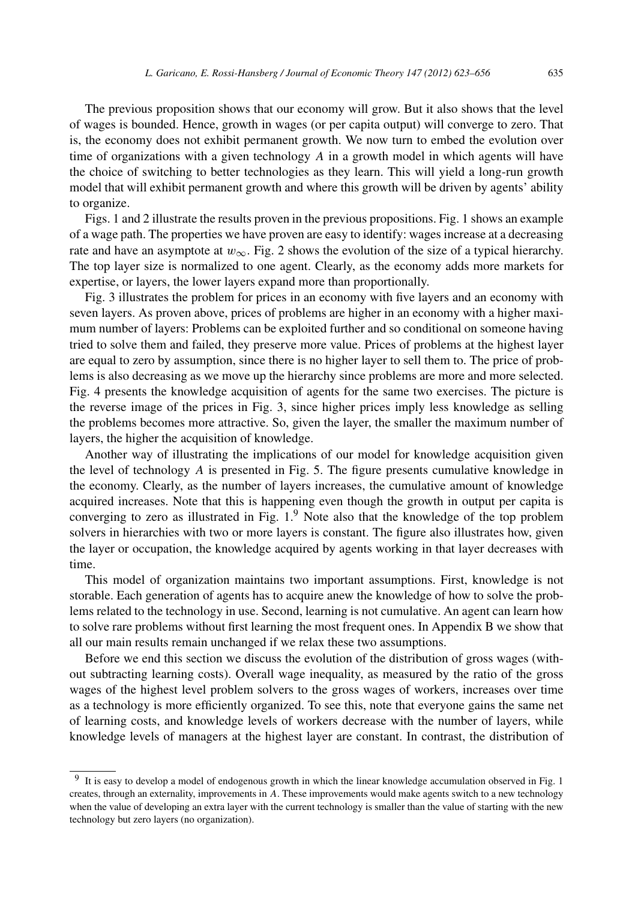The previous proposition shows that our economy will grow. But it also shows that the level of wages is bounded. Hence, growth in wages (or per capita output) will converge to zero. That is, the economy does not exhibit permanent growth. We now turn to embed the evolution over time of organizations with a given technology $A$ in a growth model in which agents will have the choice of switching to better technologies as they learn. This will yield a long-run growth model that will exhibit permanent growth and where this growth will be driven by agents' ability to organize.

Figs. 1 and 2 illustrate the results proven in the previous propositions. Fig. 1 shows an example of a wage path. The properties we have proven are easy to identify: wages increase at a decreasing rate and have an asymptote at $w_\infty$. Fig. 2 shows the evolution of the size of a typical hierarchy. The top layer size is normalized to one agent. Clearly, as the economy adds more markets for expertise, or layers, the lower layers expand more than proportionally.

Fig. 3 illustrates the problem for prices in an economy with five layers and an economy with seven layers. As proven above, prices of problems are higher in an economy with a higher maximum number of layers: Problems can be exploited further and so conditional on someone having tried to solve them and failed, they preserve more value. Prices of problems at the highest layer are equal to zero by assumption, since there is no higher layer to sell them to. The price of problems is also decreasing as we move up the hierarchy since problems are more and more selected. Fig. 4 presents the knowledge acquisition of agents for the same two exercises. The picture is the reverse image of the prices in Fig. 3, since higher prices imply less knowledge as selling the problems becomes more attractive. So, given the layer, the smaller the maximum number of layers, the higher the acquisition of knowledge.

Another way of illustrating the implications of our model for knowledge acquisition given the level of technology $A$ is presented in Fig. 5. The figure presents cumulative knowledge in the economy. Clearly, as the number of layers increases, the cumulative amount of knowledge acquired increases. Note that this is happening even though the growth in output per capita is converging to zero as illustrated in Fig. 1.[9] Note also that the knowledge of the top problem solvers in hierarchies with two or more layers is constant. The figure also illustrates how, given the layer or occupation, the knowledge acquired by agents working in that layer decreases with time.

This model of organization maintains two important assumptions. First, knowledge is not storable. Each generation of agents has to acquire anew the knowledge of how to solve the problems related to the technology in use. Second, learning is not cumulative. An agent can learn how to solve rare problems without first learning the most frequent ones. In Appendix B we show that all our main results remain unchanged if we relax these two assumptions.

Before we end this section we discuss the evolution of the distribution of gross wages (without subtracting learning costs). Overall wage inequality, as measured by the ratio of the gross wages of the highest level problem solvers to the gross wages of workers, increases over time as a technology is more efficiently organized. To see this, note that everyone gains the same net of learning costs, and knowledge levels of workers decrease with the number of layers, while knowledge levels of managers at the highest layer are constant. In contrast, the distribution of

---

[9] It is easy to develop a model of endogenous growth in which the linear knowledge accumulation observed in Fig. 1 creates, through an externality, improvements in $A$. These improvements would make agents switch to a new technology when the value of developing an extra layer with the current technology is smaller than the value of starting with the new technology but zero layers (no organization).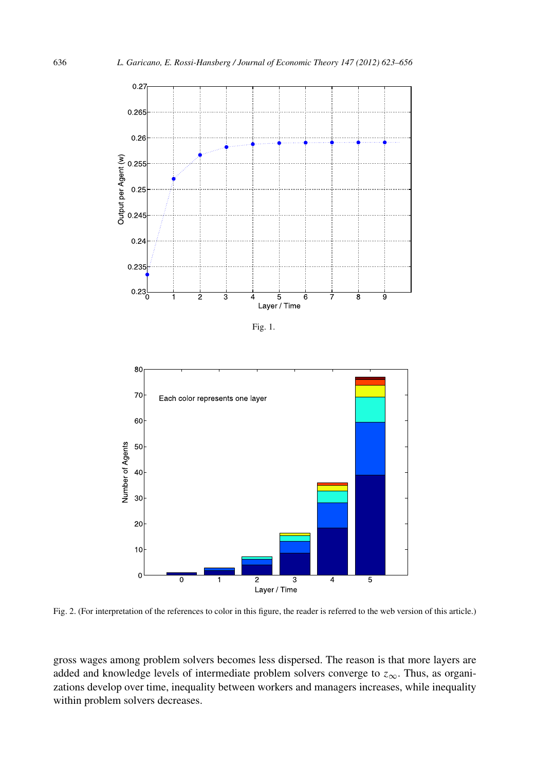0.27

0.265

0.26

0.255

0.25

0.245

0.24

0.235

0.23

Output per Agent (w)

0 1 2 3 4 5 6 7 8 9

Layer / Time

Fig. 1.

80

70

60

50

40

30

20

10

0

Number of Agents

Each color represents one layer

0 1 2 3 4 5

Layer / Time

Fig. 2. (For interpretation of the references to color in this figure, the reader is referred to the web version of this article.)

gross wages among problem solvers becomes less dispersed. The reason is that more layers are added and knowledge levels of intermediate problem solvers converge to $z_\infty$. Thus, as organizations develop over time, inequality between workers and managers increases, while inequality within problem solvers decreases.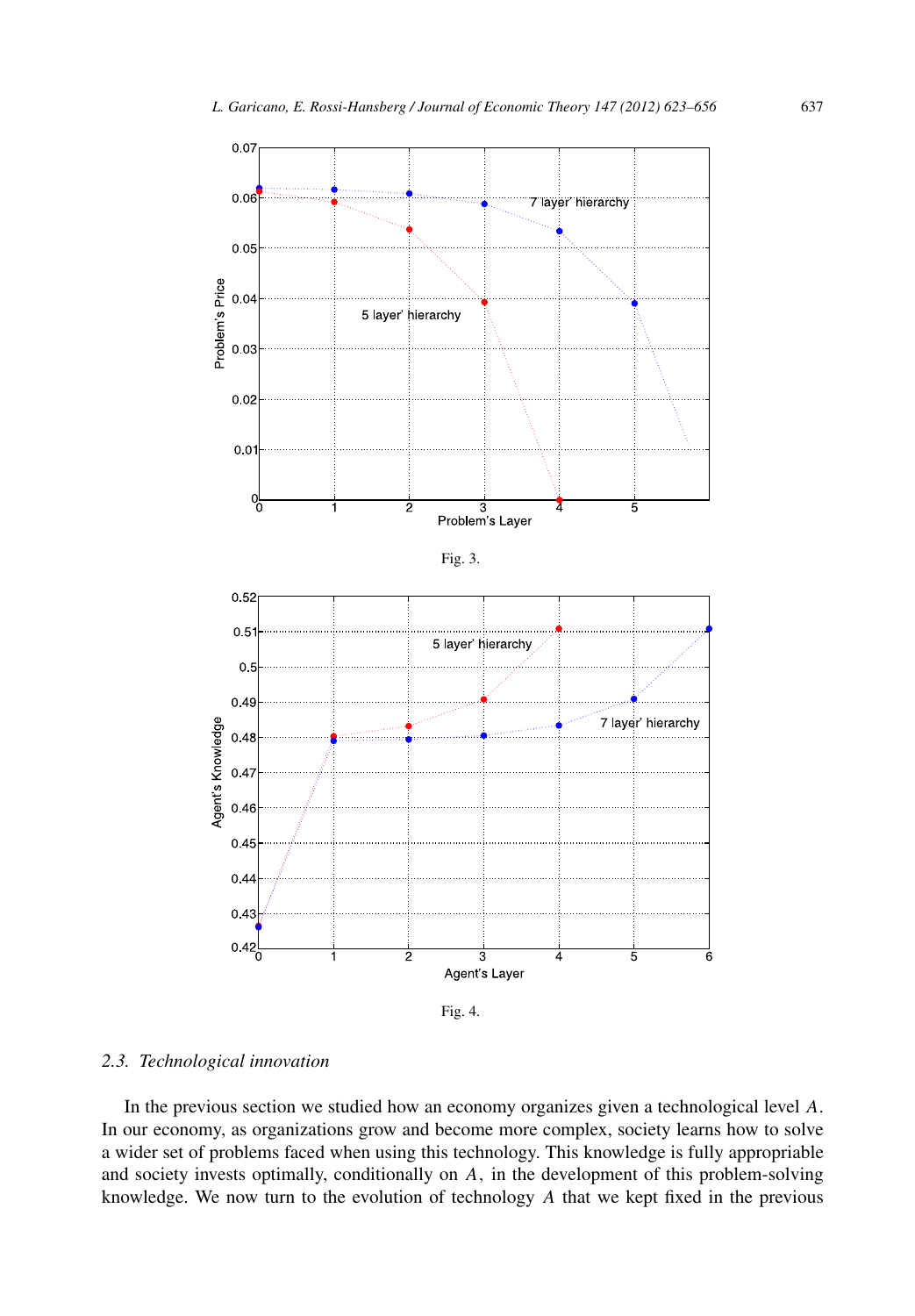0.07
0.06
0.05
0.04
0.03
0.02
0.01
0
Problem's Price
0 1 2 3 4 5
Problem's Layer
7 layer' hierarchy
5 layer' hierarchy

Fig. 3.

0.52
0.51
0.5
0.49
0.48
0.47
0.46
0.45
0.44
0.43
0.42
Agent's Knowledge
0 1 2 3 4 5 6
Agent's Layer
5 layer' hierarchy
7 layer' hierarchy

Fig. 4.

### 2.3. *Technological innovation*

In the previous section we studied how an economy organizes given a technological level $A$. In our economy, as organizations grow and become more complex, society learns how to solve a wider set of problems faced when using this technology. This knowledge is fully appropriable and society invests optimally, conditionally on $A$, in the development of this problem-solving knowledge. We now turn to the evolution of technology $A$ that we kept fixed in the previous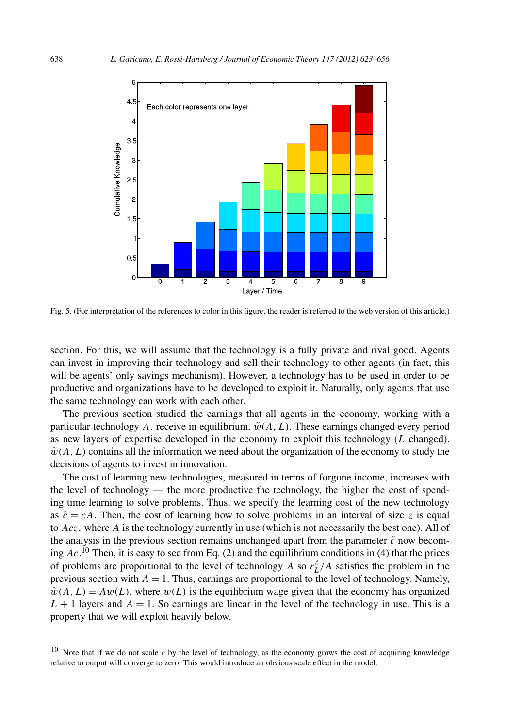Each color represents one layer

Cumulative Knowledge

Layer / Time

0 1 2 3 4 5 6 7 8 9

0 0.5 1 1.5 2 2.5 3 3.5 4 4.5 5

Fig. 5. (For interpretation of the references to color in this figure, the reader is referred to the web version of this article.)

section. For this, we will assume that the technology is a fully private and rival good. Agents can invest in improving their technology and sell their technology to other agents (in fact, this will be agents' only savings mechanism). However, a technology has to be used in order to be productive and organizations have to be developed to exploit it. Naturally, only agents that use the same technology can work with each other.

The previous section studied the earnings that all agents in the economy, working with a particular technology $A$, receive in equilibrium, $\tilde{w}(A, L)$. These earnings changed every period as new layers of expertise developed in the economy to exploit this technology ($L$ changed). $\tilde{w}(A, L)$ contains all the information we need about the organization of the economy to study the decisions of agents to invest in innovation.

The cost of learning new technologies, measured in terms of forgone income, increases with the level of technology — the more productive the technology, the higher the cost of spending time learning to solve problems. Thus, we specify the learning cost of the new technology as $\tilde{c} = cA$. Then, the cost of learning how to solve problems in an interval of size $z$ is equal to $Acz$, where $A$ is the technology currently in use (which is not necessarily the best one). All of the analysis in the previous section remains unchanged apart from the parameter $\tilde{c}$ now becoming $Ac$.[10] Then, it is easy to see from Eq. (2) and the equilibrium conditions in (4) that the prices of problems are proportional to the level of technology $A$ so $r_L^\ell / A$ satisfies the problem in the previous section with $A = 1$. Thus, earnings are proportional to the level of technology. Namely, $\tilde{w}(A, L) = Aw(L)$, where $w(L)$ is the equilibrium wage given that the economy has organized $L + 1$ layers and $A = 1$. So earnings are linear in the level of the technology in use. This is a property that we will exploit heavily below.

[10] Note that if we do not scale $c$ by the level of technology, as the economy grows the cost of acquiring knowledge relative to output will converge to zero. This would introduce an obvious scale effect in the model.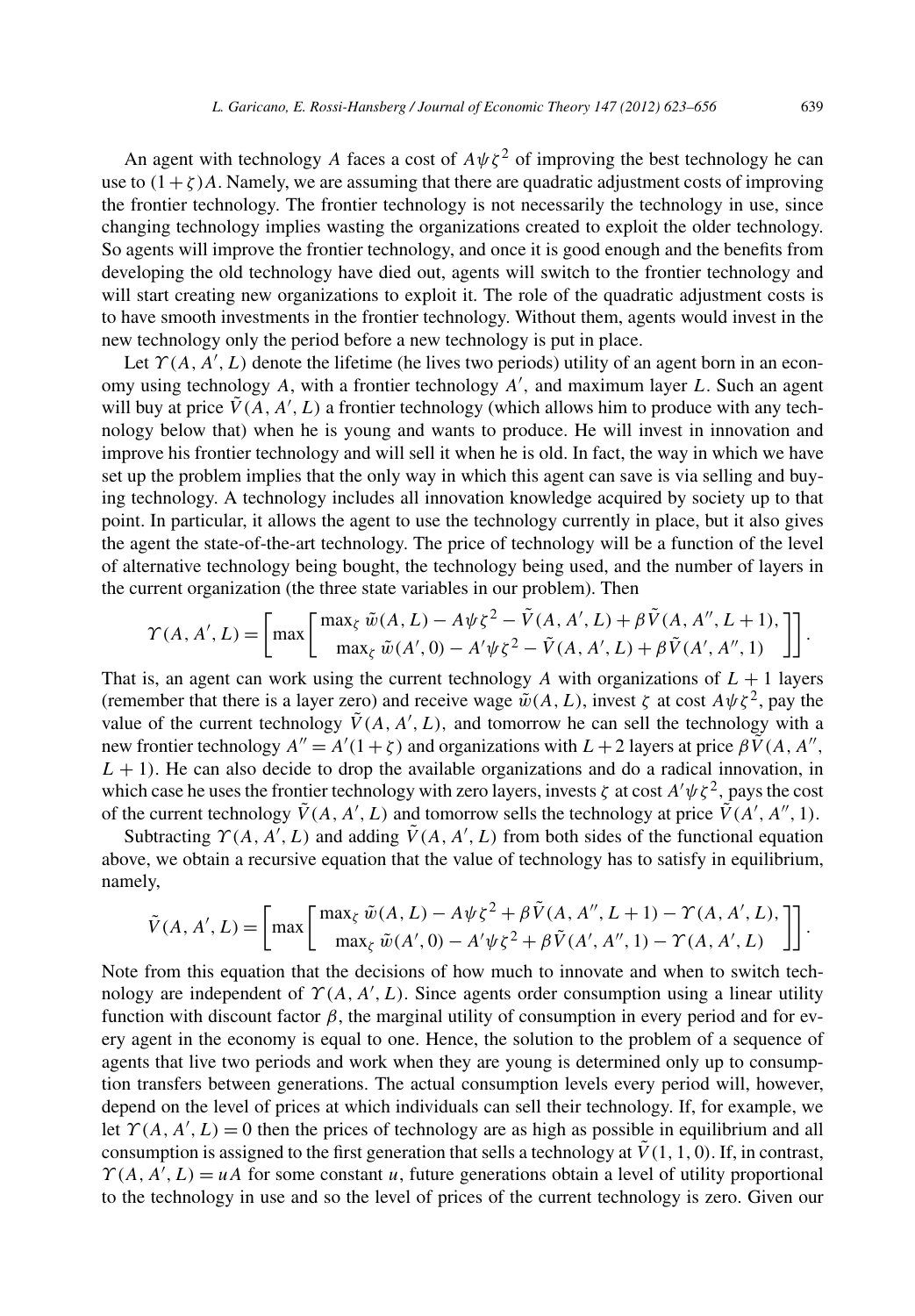An agent with technology $A$ faces a cost of $A\psi\zeta^2$ of improving the best technology he can use to $(1+\zeta)A$. Namely, we are assuming that there are quadratic adjustment costs of improving the frontier technology. The frontier technology is not necessarily the technology in use, since changing technology implies wasting the organizations created to exploit the older technology. So agents will improve the frontier technology, and once it is good enough and the benefits from developing the old technology have died out, agents will switch to the frontier technology and will start creating new organizations to exploit it. The role of the quadratic adjustment costs is to have smooth investments in the frontier technology. Without them, agents would invest in the new technology only the period before a new technology is put in place.

Let $\Upsilon(A, A', L)$ denote the lifetime (he lives two periods) utility of an agent born in an economy using technology $A$, with a frontier technology $A'$, and maximum layer $L$. Such an agent will buy at price $\tilde{V}(A, A', L)$ a frontier technology (which allows him to produce with any technology below that) when he is young and wants to produce. He will invest in innovation and improve his frontier technology and will sell it when he is old. In fact, the way in which we have set up the problem implies that the only way in which this agent can save is via selling and buying technology. A technology includes all innovation knowledge acquired by society up to that point. In particular, it allows the agent to use the technology currently in place, but it also gives the agent the state-of-the-art technology. The price of technology will be a function of the level of alternative technology being bought, the technology being used, and the number of layers in the current organization (the three state variables in our problem). Then

$$\Upsilon(A, A', L) = \left[\max\left[\begin{array}{l} \max_\zeta \tilde{w}(A, L) - A\psi\zeta^2 - \tilde{V}(A, A', L) + \beta\tilde{V}(A, A'', L+1), \\ \max_\zeta \tilde{w}(A', 0) - A'\psi\zeta^2 - \tilde{V}(A, A', L) + \beta\tilde{V}(A', A'', 1) \end{array}\right]\right].$$

That is, an agent can work using the current technology $A$ with organizations of $L+1$ layers (remember that there is a layer zero) and receive wage $\tilde{w}(A, L)$, invest $\zeta$ at cost $A\psi\zeta^2$, pay the value of the current technology $\tilde{V}(A, A', L)$, and tomorrow he can sell the technology with a new frontier technology $A'' = A'(1+\zeta)$ and organizations with $L+2$ layers at price $\beta\tilde{V}(A, A'', L+1)$. He can also decide to drop the available organizations and do a radical innovation, in which case he uses the frontier technology with zero layers, invests $\zeta$ at cost $A'\psi\zeta^2$, pays the cost of the current technology $\tilde{V}(A, A', L)$ and tomorrow sells the technology at price $\tilde{V}(A', A'', 1)$.

Subtracting $\Upsilon(A, A', L)$ and adding $\tilde{V}(A, A', L)$ from both sides of the functional equation above, we obtain a recursive equation that the value of technology has to satisfy in equilibrium, namely,

$$\tilde{V}(A, A', L) = \left[\max\left[\begin{array}{l} \max_\zeta \tilde{w}(A, L) - A\psi\zeta^2 + \beta\tilde{V}(A, A'', L+1) - \Upsilon(A, A', L), \\ \max_\zeta \tilde{w}(A', 0) - A'\psi\zeta^2 + \beta\tilde{V}(A', A'', 1) - \Upsilon(A, A', L) \end{array}\right]\right].$$

Note from this equation that the decisions of how much to innovate and when to switch technology are independent of $\Upsilon(A, A', L)$. Since agents order consumption using a linear utility function with discount factor $\beta$, the marginal utility of consumption in every period and for every agent in the economy is equal to one. Hence, the solution to the problem of a sequence of agents that live two periods and work when they are young is determined only up to consumption transfers between generations. The actual consumption levels every period will, however, depend on the level of prices at which individuals can sell their technology. If, for example, we let $\Upsilon(A, A', L) = 0$ then the prices of technology are as high as possible in equilibrium and all consumption is assigned to the first generation that sells a technology at $\tilde{V}(1, 1, 0)$. If, in contrast, $\Upsilon(A, A', L) = uA$ for some constant $u$, future generations obtain a level of utility proportional to the technology in use and so the level of prices of the current technology is zero. Given our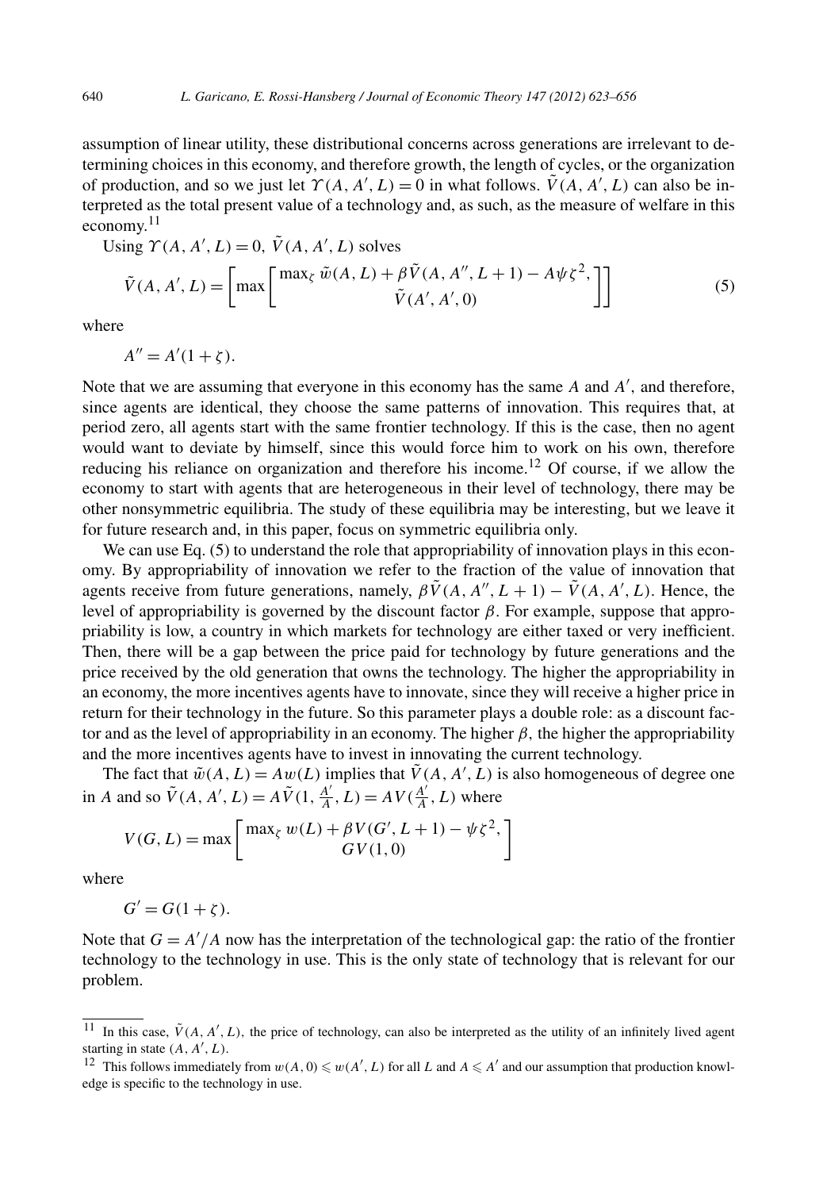assumption of linear utility, these distributional concerns across generations are irrelevant to determining choices in this economy, and therefore growth, the length of cycles, or the organization of production, and so we just let $\Upsilon(A, A', L) = 0$ in what follows. $\tilde{V}(A, A', L)$ can also be interpreted as the total present value of a technology and, as such, as the measure of welfare in this economy.[11]

Using $\Upsilon(A, A', L) = 0$, $\tilde{V}(A, A', L)$ solves

$$\tilde{V}(A, A', L) = \left[ \max \left[ \begin{array}{c} \max_{\zeta} \tilde{w}(A, L) + \beta \tilde{V}(A, A'', L+1) - A\psi\zeta^2, \\ \tilde{V}(A', A', 0) \end{array} \right] \right] \tag{5}$$

where

$$A'' = A'(1+\zeta).$$

Note that we are assuming that everyone in this economy has the same $A$ and $A'$, and therefore, since agents are identical, they choose the same patterns of innovation. This requires that, at period zero, all agents start with the same frontier technology. If this is the case, then no agent would want to deviate by himself, since this would force him to work on his own, therefore reducing his reliance on organization and therefore his income.[12] Of course, if we allow the economy to start with agents that are heterogeneous in their level of technology, there may be other nonsymmetric equilibria. The study of these equilibria may be interesting, but we leave it for future research and, in this paper, focus on symmetric equilibria only.

We can use Eq. (5) to understand the role that appropriability of innovation plays in this economy. By appropriability of innovation we refer to the fraction of the value of innovation that agents receive from future generations, namely, $\beta\tilde{V}(A, A'', L+1) - \tilde{V}(A, A', L)$. Hence, the level of appropriability is governed by the discount factor $\beta$. For example, suppose that appropriability is low, a country in which markets for technology are either taxed or very inefficient. Then, there will be a gap between the price paid for technology by future generations and the price received by the old generation that owns the technology. The higher the appropriability in an economy, the more incentives agents have to innovate, since they will receive a higher price in return for their technology in the future. So this parameter plays a double role: as a discount factor and as the level of appropriability in an economy. The higher $\beta$, the higher the appropriability and the more incentives agents have to invest in innovating the current technology.

The fact that $\tilde{w}(A, L) = Aw(L)$ implies that $\tilde{V}(A, A', L)$ is also homogeneous of degree one in $A$ and so $\tilde{V}(A, A', L) = A\tilde{V}(1, \frac{A'}{A}, L) = AV(\frac{A'}{A}, L)$ where

$$V(G, L) = \max \left[ \begin{array}{c} \max_{\zeta} w(L) + \beta V(G', L+1) - \psi\zeta^2, \\ GV(1, 0) \end{array} \right]$$

where

$$G' = G(1+\zeta).$$

Note that $G = A'/A$ now has the interpretation of the technological gap: the ratio of the frontier technology to the technology in use. This is the only state of technology that is relevant for our problem.

[11] In this case, $\tilde{V}(A, A', L)$, the price of technology, can also be interpreted as the utility of an infinitely lived agent starting in state $(A, A', L)$.

[12] This follows immediately from $w(A, 0) \leqslant w(A', L)$ for all $L$ and $A \leqslant A'$ and our assumption that production knowledge is specific to the technology in use.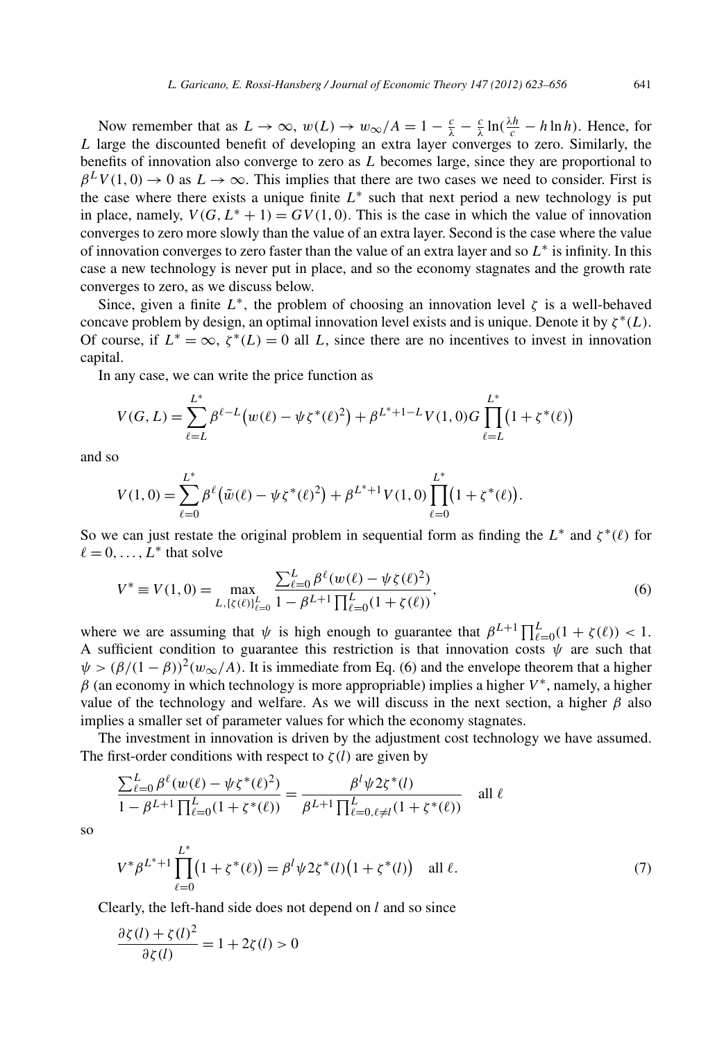Now remember that as $L \to \infty$, $w(L) \to w_\infty/A = 1 - \frac{c}{\lambda} - \frac{c}{\lambda}\ln(\frac{\lambda h}{c} - h\ln h)$. Hence, for $L$ large the discounted benefit of developing an extra layer converges to zero. Similarly, the benefits of innovation also converge to zero as $L$ becomes large, since they are proportional to $\beta^L V(1,0) \to 0$ as $L \to \infty$. This implies that there are two cases we need to consider. First is the case where there exists a unique finite $L^*$ such that next period a new technology is put in place, namely, $V(G, L^*+1) = GV(1,0)$. This is the case in which the value of innovation converges to zero more slowly than the value of an extra layer. Second is the case where the value of innovation converges to zero faster than the value of an extra layer and so $L^*$ is infinity. In this case a new technology is never put in place, and so the economy stagnates and the growth rate converges to zero, as we discuss below.

Since, given a finite $L^*$, the problem of choosing an innovation level $\zeta$ is a well-behaved concave problem by design, an optimal innovation level exists and is unique. Denote it by $\zeta^*(L)$. Of course, if $L^* = \infty$, $\zeta^*(L) = 0$ all $L$, since there are no incentives to invest in innovation capital.

In any case, we can write the price function as

$$V(G, L) = \sum_{\ell=L}^{L^*} \beta^{\ell-L}\big(w(\ell) - \psi\zeta^*(\ell)^2\big) + \beta^{L^*+1-L} V(1,0) G \prod_{\ell=L}^{L^*}\big(1 + \zeta^*(\ell)\big)$$

and so

$$V(1,0) = \sum_{\ell=0}^{L^*} \beta^{\ell}\big(\tilde{w}(\ell) - \psi\zeta^*(\ell)^2\big) + \beta^{L^*+1} V(1,0) \prod_{\ell=0}^{L^*}\big(1 + \zeta^*(\ell)\big).$$

So we can just restate the original problem in sequential form as finding the $L^*$ and $\zeta^*(\ell)$ for $\ell = 0, \dots, L^*$ that solve

$$V^* \equiv V(1,0) = \max_{L, \{\zeta(\ell)\}_{\ell=0}^{L}} \frac{\sum_{\ell=0}^{L} \beta^{\ell}(w(\ell) - \psi\zeta(\ell)^2)}{1 - \beta^{L+1}\prod_{\ell=0}^{L}(1 + \zeta(\ell))}, \tag{6}$$

where we are assuming that $\psi$ is high enough to guarantee that $\beta^{L+1}\prod_{\ell=0}^{L}(1 + \zeta(\ell)) < 1$. A sufficient condition to guarantee this restriction is that innovation costs $\psi$ are such that $\psi > (\beta/(1-\beta))^2(w_\infty/A)$. It is immediate from Eq. (6) and the envelope theorem that a higher $\beta$ (an economy in which technology is more appropriable) implies a higher $V^*$, namely, a higher value of the technology and welfare. As we will discuss in the next section, a higher $\beta$ also implies a smaller set of parameter values for which the economy stagnates.

The investment in innovation is driven by the adjustment cost technology we have assumed. The first-order conditions with respect to $\zeta(l)$ are given by

$$\frac{\sum_{\ell=0}^{L} \beta^{\ell}(w(\ell) - \psi\zeta^*(\ell)^2)}{1 - \beta^{L+1}\prod_{\ell=0}^{L}(1 + \zeta^*(\ell))} = \frac{\beta^l \psi 2\zeta^*(l)}{\beta^{L+1}\prod_{\ell=0, \ell\neq l}^{L}(1 + \zeta^*(\ell))} \quad \text{all } \ell$$

so

$$V^*\beta^{L^*+1}\prod_{\ell=0}^{L^*}\big(1 + \zeta^*(\ell)\big) = \beta^l \psi 2\zeta^*(l)\big(1 + \zeta^*(l)\big) \quad \text{all } \ell. \tag{7}$$

Clearly, the left-hand side does not depend on $l$ and so since

$$\frac{\partial \zeta(l) + \zeta(l)^2}{\partial \zeta(l)} = 1 + 2\zeta(l) > 0$$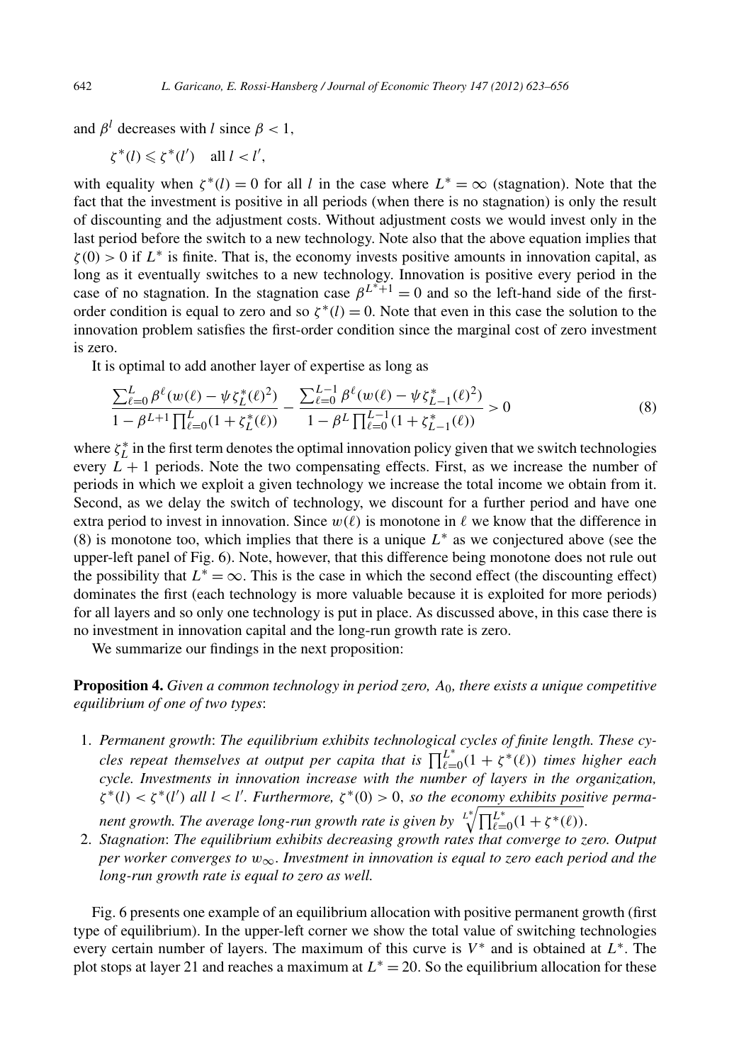and $\beta^l$ decreases with $l$ since $\beta < 1$,

$$\zeta^*(l) \leqslant \zeta^*(l') \quad \text{all } l < l',$$

with equality when $\zeta^*(l) = 0$ for all $l$ in the case where $L^* = \infty$ (stagnation). Note that the fact that the investment is positive in all periods (when there is no stagnation) is only the result of discounting and the adjustment costs. Without adjustment costs we would invest only in the last period before the switch to a new technology. Note also that the above equation implies that $\zeta(0) > 0$ if $L^*$ is finite. That is, the economy invests positive amounts in innovation capital, as long as it eventually switches to a new technology. Innovation is positive every period in the case of no stagnation. In the stagnation case $\beta^{L^*+1} = 0$ and so the left-hand side of the first-order condition is equal to zero and so $\zeta^*(l) = 0$. Note that even in this case the solution to the innovation problem satisfies the first-order condition since the marginal cost of zero investment is zero.

It is optimal to add another layer of expertise as long as

$$\frac{\sum_{\ell=0}^{L} \beta^\ell (w(\ell) - \psi \zeta_L^*(\ell)^2)}{1 - \beta^{L+1} \prod_{\ell=0}^{L} (1 + \zeta_L^*(\ell))} - \frac{\sum_{\ell=0}^{L-1} \beta^\ell (w(\ell) - \psi \zeta_{L-1}^*(\ell)^2)}{1 - \beta^{L} \prod_{\ell=0}^{L-1} (1 + \zeta_{L-1}^*(\ell))} > 0 \tag{8}$$

where $\zeta_L^*$ in the first term denotes the optimal innovation policy given that we switch technologies every $L + 1$ periods. Note the two compensating effects. First, as we increase the number of periods in which we exploit a given technology we increase the total income we obtain from it. Second, as we delay the switch of technology, we discount for a further period and have one extra period to invest in innovation. Since $w(\ell)$ is monotone in $\ell$ we know that the difference in (8) is monotone too, which implies that there is a unique $L^*$ as we conjectured above (see the upper-left panel of Fig. 6). Note, however, that this difference being monotone does not rule out the possibility that $L^* = \infty$. This is the case in which the second effect (the discounting effect) dominates the first (each technology is more valuable because it is exploited for more periods) for all layers and so only one technology is put in place. As discussed above, in this case there is no investment in innovation capital and the long-run growth rate is zero.

We summarize our findings in the next proposition:

**Proposition 4.** *Given a common technology in period zero, $A_0$, there exists a unique competitive equilibrium of one of two types*:

1. *Permanent growth*: *The equilibrium exhibits technological cycles of finite length. These cycles repeat themselves at output per capita that is $\prod_{\ell=0}^{L^*}(1 + \zeta^*(\ell))$ times higher each cycle. Investments in innovation increase with the number of layers in the organization, $\zeta^*(l) < \zeta^*(l')$ all $l < l'$. Furthermore, $\zeta^*(0) > 0$, so the economy exhibits positive permanent growth. The average long-run growth rate is given by $\sqrt[L^*]{\prod_{\ell=0}^{L^*}(1 + \zeta^*(\ell))}$.*
2. *Stagnation*: *The equilibrium exhibits decreasing growth rates that converge to zero. Output per worker converges to $w_\infty$. Investment in innovation is equal to zero each period and the long-run growth rate is equal to zero as well.*

Fig. 6 presents one example of an equilibrium allocation with positive permanent growth (first type of equilibrium). In the upper-left corner we show the total value of switching technologies every certain number of layers. The maximum of this curve is $V^*$ and is obtained at $L^*$. The plot stops at layer 21 and reaches a maximum at $L^* = 20$. So the equilibrium allocation for these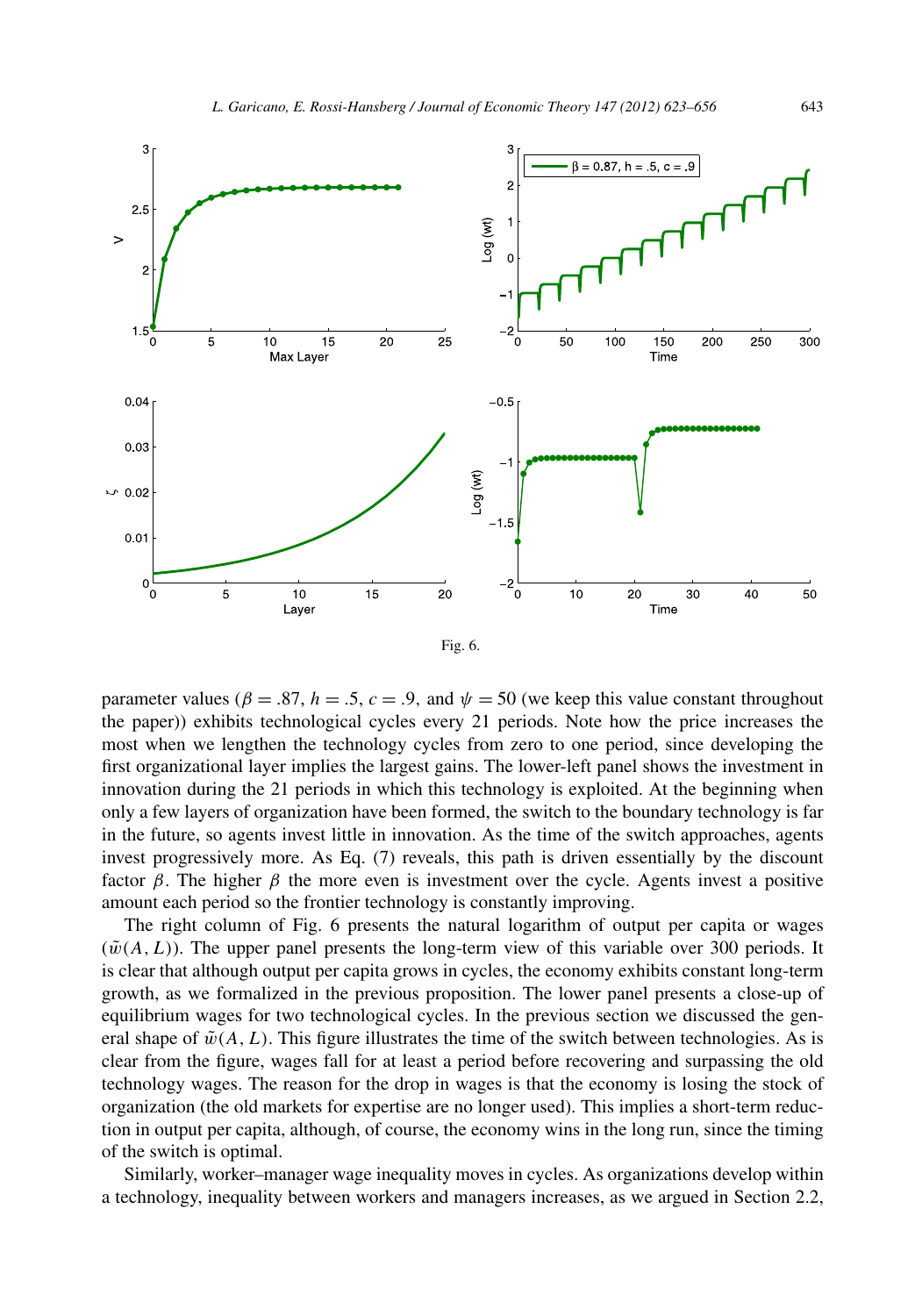3
2.5
2
1.5
V
0 5 10 15 20 25
Max Layer

3
2
1
0
−1
−2
Log (wt)
0 50 100 150 200 250 300
Time
β = 0.87, h = .5, c = .9

0.04
0.03
0.02
0.01
0
ζ
0 5 10 15 20
Layer

−0.5
−1
−1.5
−2
Log (wt)
0 10 20 30 40 50
Time

Fig. 6.

parameter values ($\beta = .87$, $h = .5$, $c = .9$, and $\psi = 50$ (we keep this value constant throughout the paper)) exhibits technological cycles every 21 periods. Note how the price increases the most when we lengthen the technology cycles from zero to one period, since developing the first organizational layer implies the largest gains. The lower-left panel shows the investment in innovation during the 21 periods in which this technology is exploited. At the beginning when only a few layers of organization have been formed, the switch to the boundary technology is far in the future, so agents invest little in innovation. As the time of the switch approaches, agents invest progressively more. As Eq. (7) reveals, this path is driven essentially by the discount factor $\beta$. The higher $\beta$ the more even is investment over the cycle. Agents invest a positive amount each period so the frontier technology is constantly improving.

The right column of Fig. 6 presents the natural logarithm of output per capita or wages ($\tilde{w}(A, L)$). The upper panel presents the long-term view of this variable over 300 periods. It is clear that although output per capita grows in cycles, the economy exhibits constant long-term growth, as we formalized in the previous proposition. The lower panel presents a close-up of equilibrium wages for two technological cycles. In the previous section we discussed the general shape of $\tilde{w}(A, L)$. This figure illustrates the time of the switch between technologies. As is clear from the figure, wages fall for at least a period before recovering and surpassing the old technology wages. The reason for the drop in wages is that the economy is losing the stock of organization (the old markets for expertise are no longer used). This implies a short-term reduction in output per capita, although, of course, the economy wins in the long run, since the timing of the switch is optimal.

Similarly, worker–manager wage inequality moves in cycles. As organizations develop within a technology, inequality between workers and managers increases, as we argued in Section 2.2,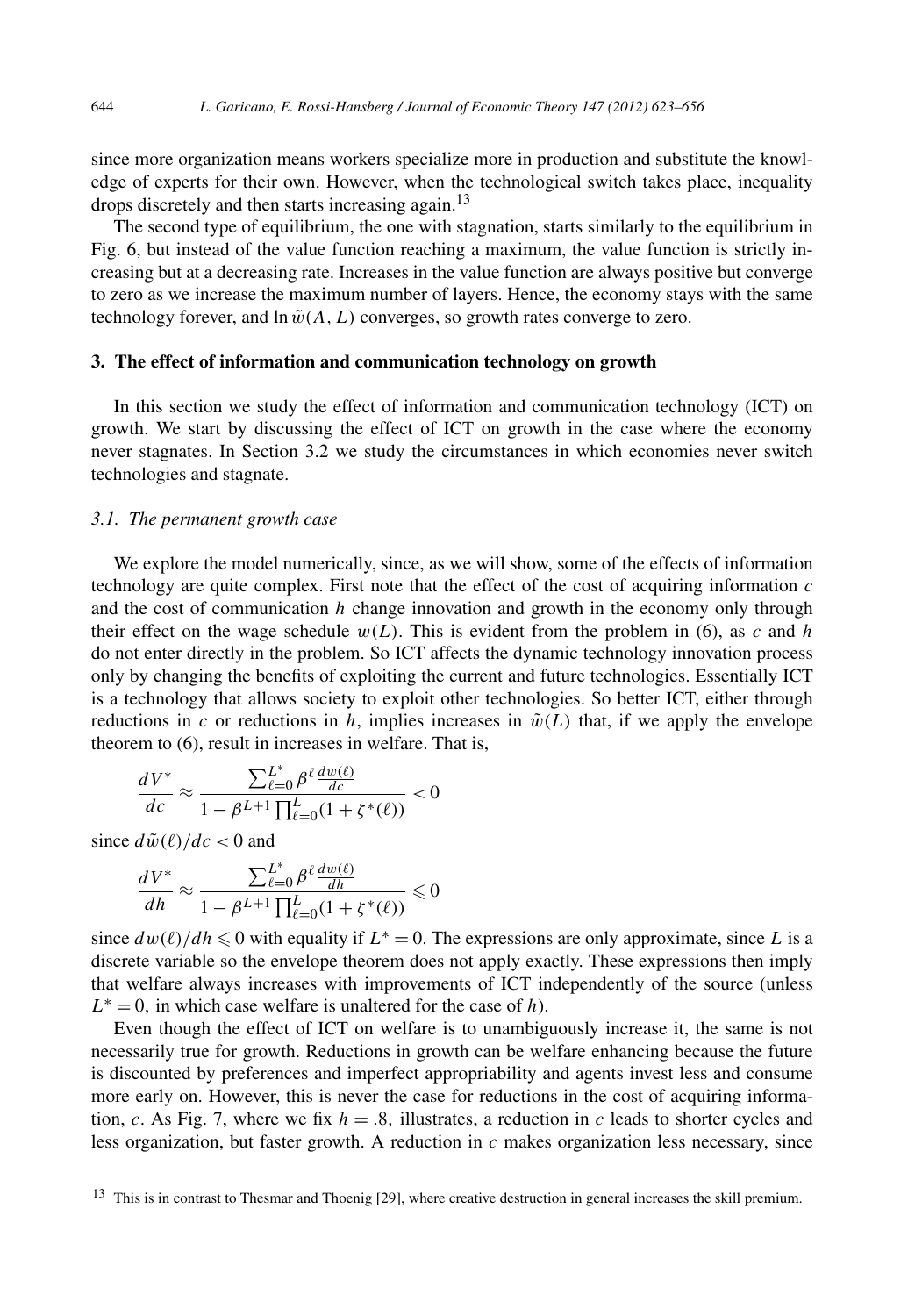since more organization means workers specialize more in production and substitute the knowledge of experts for their own. However, when the technological switch takes place, inequality drops discretely and then starts increasing again.[13]

The second type of equilibrium, the one with stagnation, starts similarly to the equilibrium in Fig. 6, but instead of the value function reaching a maximum, the value function is strictly increasing but at a decreasing rate. Increases in the value function are always positive but converge to zero as we increase the maximum number of layers. Hence, the economy stays with the same technology forever, and $\ln \tilde{w}(A, L)$ converges, so growth rates converge to zero.

## 3. The effect of information and communication technology on growth

In this section we study the effect of information and communication technology (ICT) on growth. We start by discussing the effect of ICT on growth in the case where the economy never stagnates. In Section 3.2 we study the circumstances in which economies never switch technologies and stagnate.

### 3.1. The permanent growth case

We explore the model numerically, since, as we will show, some of the effects of information technology are quite complex. First note that the effect of the cost of acquiring information $c$ and the cost of communication $h$ change innovation and growth in the economy only through their effect on the wage schedule $w(L)$. This is evident from the problem in (6), as $c$ and $h$ do not enter directly in the problem. So ICT affects the dynamic technology innovation process only by changing the benefits of exploiting the current and future technologies. Essentially ICT is a technology that allows society to exploit other technologies. So better ICT, either through reductions in $c$ or reductions in $h$, implies increases in $\tilde{w}(L)$ that, if we apply the envelope theorem to (6), result in increases in welfare. That is,

$$\frac{dV^*}{dc} \approx \frac{\sum_{\ell=0}^{L^*} \beta^{\ell} \frac{dw(\ell)}{dc}}{1 - \beta^{L+1} \prod_{\ell=0}^{L} (1 + \zeta^*(\ell))} < 0$$

since $d\tilde{w}(\ell)/dc < 0$ and

$$\frac{dV^*}{dh} \approx \frac{\sum_{\ell=0}^{L^*} \beta^{\ell} \frac{dw(\ell)}{dh}}{1 - \beta^{L+1} \prod_{\ell=0}^{L} (1 + \zeta^*(\ell))} \leqslant 0$$

since $dw(\ell)/dh \leqslant 0$ with equality if $L^* = 0$. The expressions are only approximate, since $L$ is a discrete variable so the envelope theorem does not apply exactly. These expressions then imply that welfare always increases with improvements of ICT independently of the source (unless $L^* = 0$, in which case welfare is unaltered for the case of $h$).

Even though the effect of ICT on welfare is to unambiguously increase it, the same is not necessarily true for growth. Reductions in growth can be welfare enhancing because the future is discounted by preferences and imperfect appropriability and agents invest less and consume more early on. However, this is never the case for reductions in the cost of acquiring information, $c$. As Fig. 7, where we fix $h = .8$, illustrates, a reduction in $c$ leads to shorter cycles and less organization, but faster growth. A reduction in $c$ makes organization less necessary, since

[13] This is in contrast to Thesmar and Thoenig [29], where creative destruction in general increases the skill premium.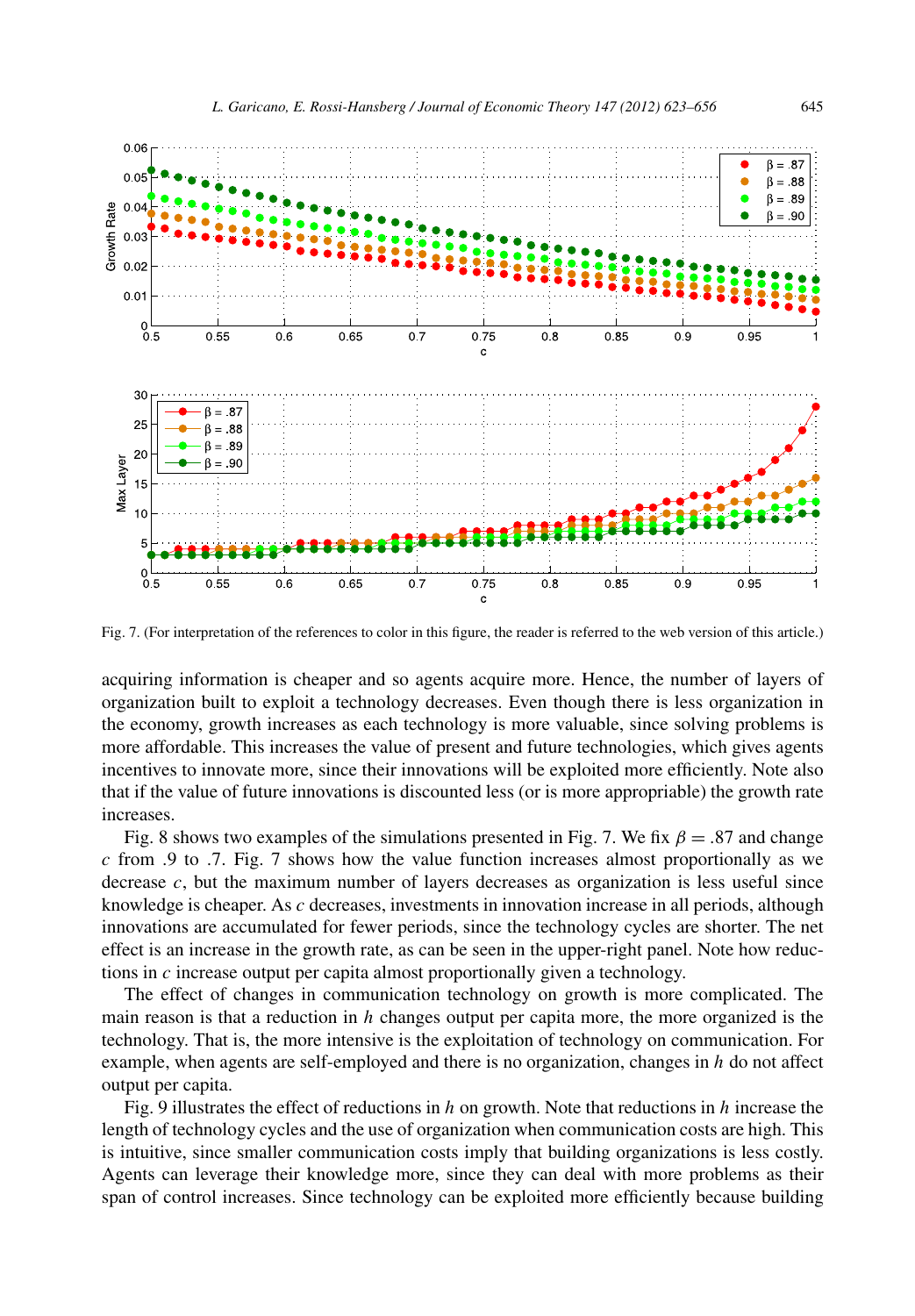0.06
0.05
0.04
0.03
0.02
0.01
0
Growth Rate
0.5 0.55 0.6 0.65 0.7 0.75 0.8 0.85 0.9 0.95 1
c
β = .87
β = .88
β = .89
β = .90

30
25
20
15
10
5
0
Max Layer
0.5 0.55 0.6 0.65 0.7 0.75 0.8 0.85 0.9 0.95 1
c
β = .87
β = .88
β = .89
β = .90

Fig. 7. (For interpretation of the references to color in this figure, the reader is referred to the web version of this article.)

acquiring information is cheaper and so agents acquire more. Hence, the number of layers of organization built to exploit a technology decreases. Even though there is less organization in the economy, growth increases as each technology is more valuable, since solving problems is more affordable. This increases the value of present and future technologies, which gives agents incentives to innovate more, since their innovations will be exploited more efficiently. Note also that if the value of future innovations is discounted less (or is more appropriable) the growth rate increases.

Fig. 8 shows two examples of the simulations presented in Fig. 7. We fix $\beta = .87$ and change $c$ from .9 to .7. Fig. 7 shows how the value function increases almost proportionally as we decrease $c$, but the maximum number of layers decreases as organization is less useful since knowledge is cheaper. As $c$ decreases, investments in innovation increase in all periods, although innovations are accumulated for fewer periods, since the technology cycles are shorter. The net effect is an increase in the growth rate, as can be seen in the upper-right panel. Note how reductions in $c$ increase output per capita almost proportionally given a technology.

The effect of changes in communication technology on growth is more complicated. The main reason is that a reduction in $h$ changes output per capita more, the more organized is the technology. That is, the more intensive is the exploitation of technology on communication. For example, when agents are self-employed and there is no organization, changes in $h$ do not affect output per capita.

Fig. 9 illustrates the effect of reductions in $h$ on growth. Note that reductions in $h$ increase the length of technology cycles and the use of organization when communication costs are high. This is intuitive, since smaller communication costs imply that building organizations is less costly. Agents can leverage their knowledge more, since they can deal with more problems as their span of control increases. Since technology can be exploited more efficiently because building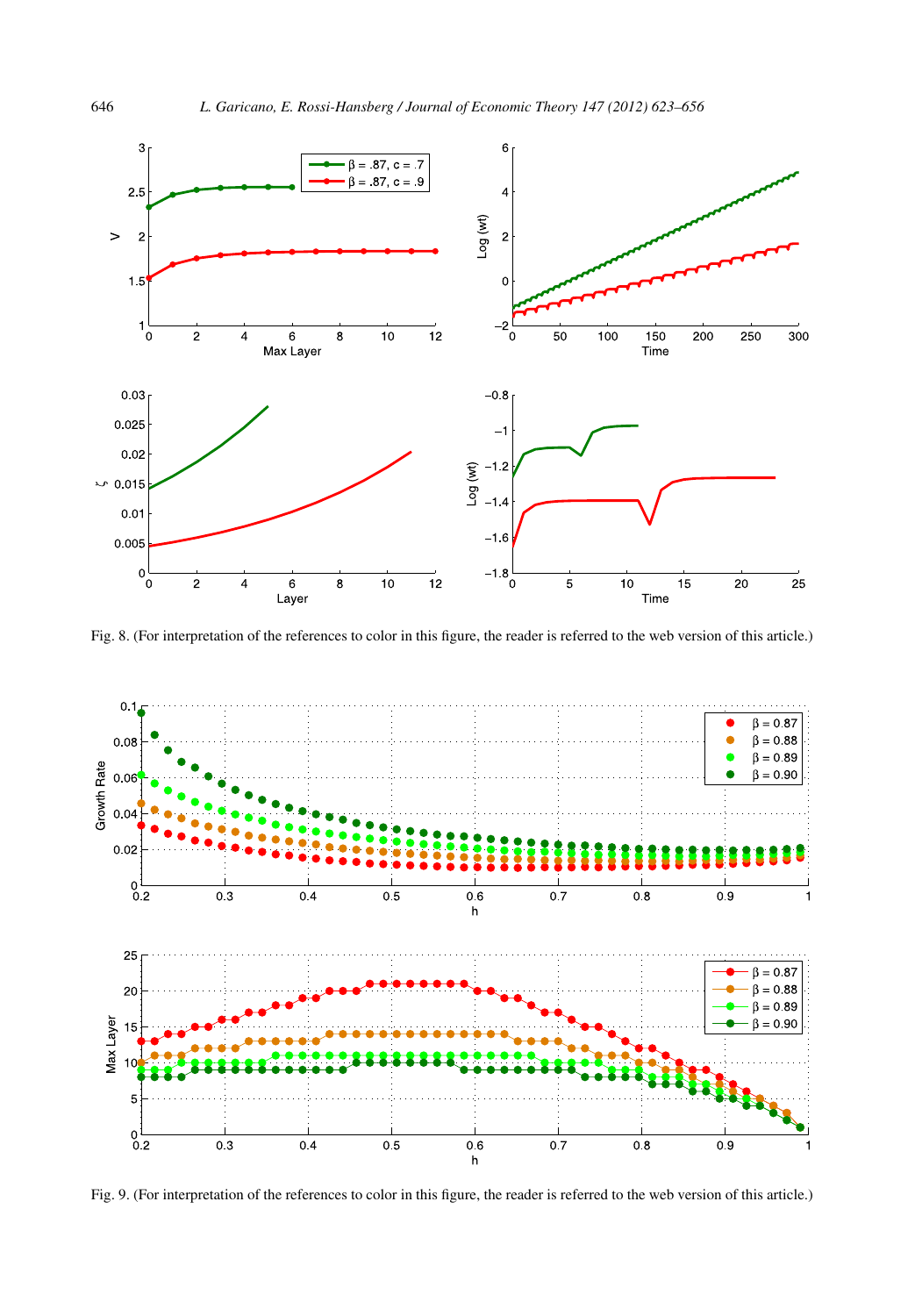β = .87, c = .7
β = .87, c = .9

V

Max Layer

Log (wt)

Time

ζ

Layer

Log (wt)

Time

Fig. 8. (For interpretation of the references to color in this figure, the reader is referred to the web version of this article.)

Growth Rate

h

β = 0.87
β = 0.88
β = 0.89
β = 0.90

Max Layer

h

β = 0.87
β = 0.88
β = 0.89
β = 0.90

Fig. 9. (For interpretation of the references to color in this figure, the reader is referred to the web version of this article.)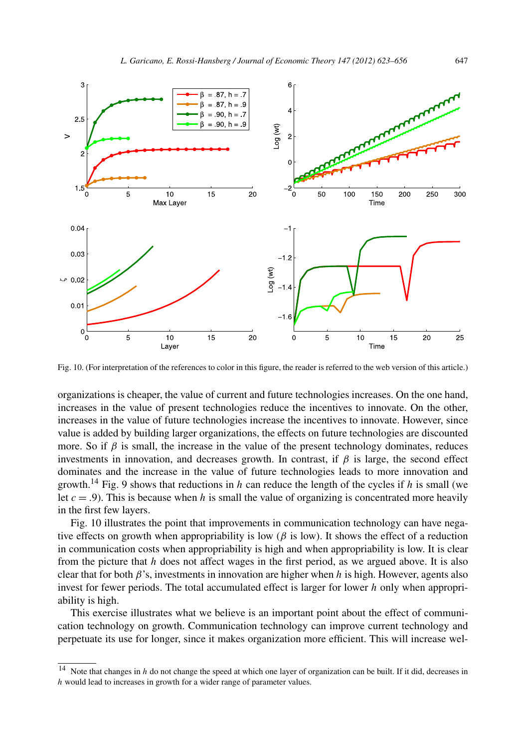V

Max Layer

β = .87, h = .7

β = .87, h = .9

β = .90, h = .7

β = .90, h = .9

Log (wt)

Time

ζ

Layer

Log (wt)

Time

Fig. 10. (For interpretation of the references to color in this figure, the reader is referred to the web version of this article.)

organizations is cheaper, the value of current and future technologies increases. On the one hand, increases in the value of present technologies reduce the incentives to innovate. On the other, increases in the value of future technologies increase the incentives to innovate. However, since value is added by building larger organizations, the effects on future technologies are discounted more. So if $\beta$ is small, the increase in the value of the present technology dominates, reduces investments in innovation, and decreases growth. In contrast, if $\beta$ is large, the second effect dominates and the increase in the value of future technologies leads to more innovation and growth.[14] Fig. 9 shows that reductions in $h$ can reduce the length of the cycles if $h$ is small (we let $c = .9$). This is because when $h$ is small the value of organizing is concentrated more heavily in the first few layers.

Fig. 10 illustrates the point that improvements in communication technology can have negative effects on growth when appropriability is low ($\beta$ is low). It shows the effect of a reduction in communication costs when appropriability is high and when appropriability is low. It is clear from the picture that $h$ does not affect wages in the first period, as we argued above. It is also clear that for both $\beta$'s, investments in innovation are higher when $h$ is high. However, agents also invest for fewer periods. The total accumulated effect is larger for lower $h$ only when appropriability is high.

This exercise illustrates what we believe is an important point about the effect of communication technology on growth. Communication technology can improve current technology and perpetuate its use for longer, since it makes organization more efficient. This will increase wel-

[14] Note that changes in $h$ do not change the speed at which one layer of organization can be built. If it did, decreases in $h$ would lead to increases in growth for a wider range of parameter values.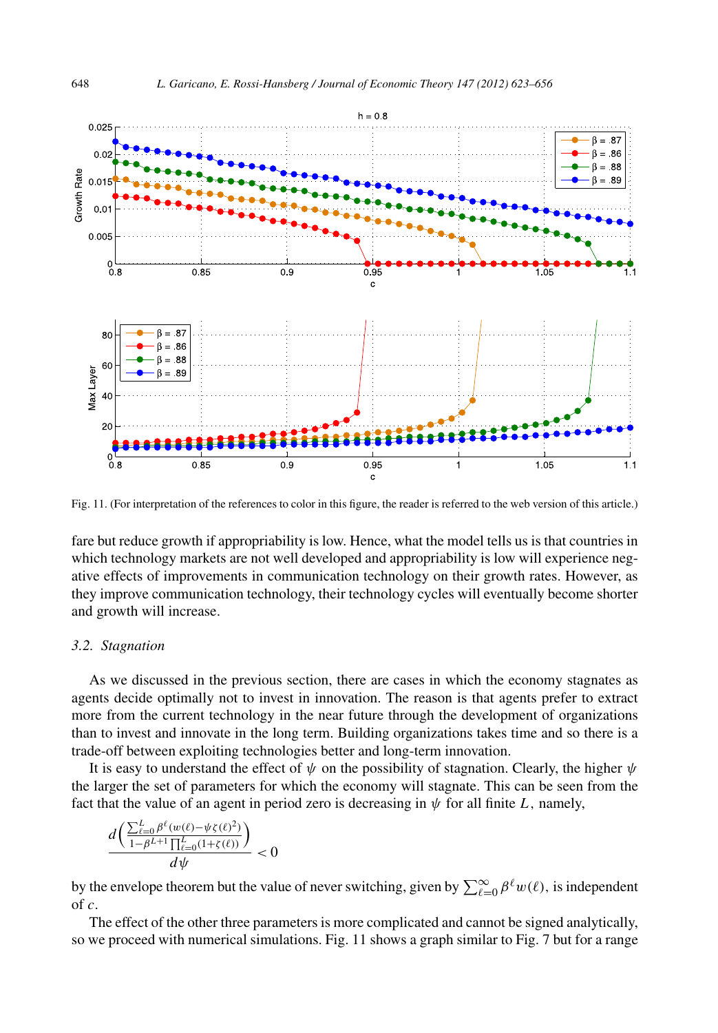h = 0.8

Growth Rate

0.025
0.02
0.015
0.01
0.005
0

0.8 0.85 0.9 0.95 1 1.05 1.1

c

β = .87
β = .86
β = .88
β = .89

Max Layer

80
60
40
20
0

0.8 0.85 0.9 0.95 1 1.05 1.1

c

β = .87
β = .86
β = .88
β = .89

Fig. 11. (For interpretation of the references to color in this figure, the reader is referred to the web version of this article.)

fare but reduce growth if appropriability is low. Hence, what the model tells us is that countries in which technology markets are not well developed and appropriability is low will experience negative effects of improvements in communication technology on their growth rates. However, as they improve communication technology, their technology cycles will eventually become shorter and growth will increase.

### 3.2. *Stagnation*

As we discussed in the previous section, there are cases in which the economy stagnates as agents decide optimally not to invest in innovation. The reason is that agents prefer to extract more from the current technology in the near future through the development of organizations than to invest and innovate in the long term. Building organizations takes time and so there is a trade-off between exploiting technologies better and long-term innovation.

It is easy to understand the effect of $\psi$ on the possibility of stagnation. Clearly, the higher $\psi$ the larger the set of parameters for which the economy will stagnate. This can be seen from the fact that the value of an agent in period zero is decreasing in $\psi$ for all finite $L$, namely,

$$\frac{d\left(\frac{\sum_{\ell=0}^{L}\beta^{\ell}(w(\ell)-\psi\zeta(\ell)^2)}{1-\beta^{L+1}\prod_{\ell=0}^{L}(1+\zeta(\ell))}\right)}{d\psi}<0$$

by the envelope theorem but the value of never switching, given by $\sum_{\ell=0}^{\infty}\beta^{\ell}w(\ell)$, is independent of $c$.

The effect of the other three parameters is more complicated and cannot be signed analytically, so we proceed with numerical simulations. Fig. 11 shows a graph similar to Fig. 7 but for a range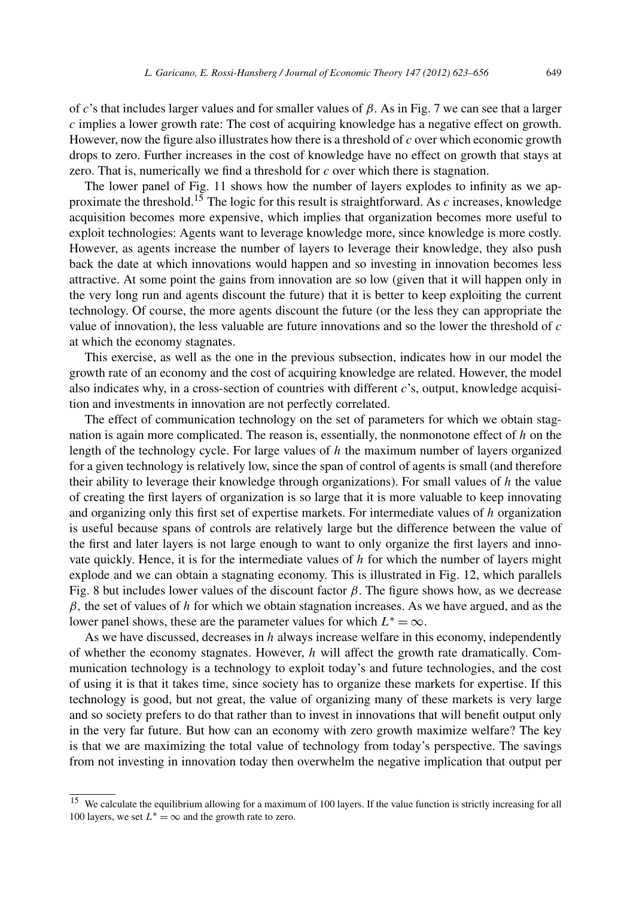of $c$'s that includes larger values and for smaller values of $\beta$. As in Fig. 7 we can see that a larger $c$ implies a lower growth rate: The cost of acquiring knowledge has a negative effect on growth. However, now the figure also illustrates how there is a threshold of $c$ over which economic growth drops to zero. Further increases in the cost of knowledge have no effect on growth that stays at zero. That is, numerically we find a threshold for $c$ over which there is stagnation.

The lower panel of Fig. 11 shows how the number of layers explodes to infinity as we approximate the threshold.[15] The logic for this result is straightforward. As $c$ increases, knowledge acquisition becomes more expensive, which implies that organization becomes more useful to exploit technologies: Agents want to leverage knowledge more, since knowledge is more costly. However, as agents increase the number of layers to leverage their knowledge, they also push back the date at which innovations would happen and so investing in innovation becomes less attractive. At some point the gains from innovation are so low (given that it will happen only in the very long run and agents discount the future) that it is better to keep exploiting the current technology. Of course, the more agents discount the future (or the less they can appropriate the value of innovation), the less valuable are future innovations and so the lower the threshold of $c$ at which the economy stagnates.

This exercise, as well as the one in the previous subsection, indicates how in our model the growth rate of an economy and the cost of acquiring knowledge are related. However, the model also indicates why, in a cross-section of countries with different $c$'s, output, knowledge acquisition and investments in innovation are not perfectly correlated.

The effect of communication technology on the set of parameters for which we obtain stagnation is again more complicated. The reason is, essentially, the nonmonotone effect of $h$ on the length of the technology cycle. For large values of $h$ the maximum number of layers organized for a given technology is relatively low, since the span of control of agents is small (and therefore their ability to leverage their knowledge through organizations). For small values of $h$ the value of creating the first layers of organization is so large that it is more valuable to keep innovating and organizing only this first set of expertise markets. For intermediate values of $h$ organization is useful because spans of controls are relatively large but the difference between the value of the first and later layers is not large enough to want to only organize the first layers and innovate quickly. Hence, it is for the intermediate values of $h$ for which the number of layers might explode and we can obtain a stagnating economy. This is illustrated in Fig. 12, which parallels Fig. 8 but includes lower values of the discount factor $\beta$. The figure shows how, as we decrease $\beta$, the set of values of $h$ for which we obtain stagnation increases. As we have argued, and as the lower panel shows, these are the parameter values for which $L^* = \infty$.

As we have discussed, decreases in $h$ always increase welfare in this economy, independently of whether the economy stagnates. However, $h$ will affect the growth rate dramatically. Communication technology is a technology to exploit today's and future technologies, and the cost of using it is that it takes time, since society has to organize these markets for expertise. If this technology is good, but not great, the value of organizing many of these markets is very large and so society prefers to do that rather than to invest in innovations that will benefit output only in the very far future. But how can an economy with zero growth maximize welfare? The key is that we are maximizing the total value of technology from today's perspective. The savings from not investing in innovation today then overwhelm the negative implication that output per

---

[15] We calculate the equilibrium allowing for a maximum of 100 layers. If the value function is strictly increasing for all 100 layers, we set $L^* = \infty$ and the growth rate to zero.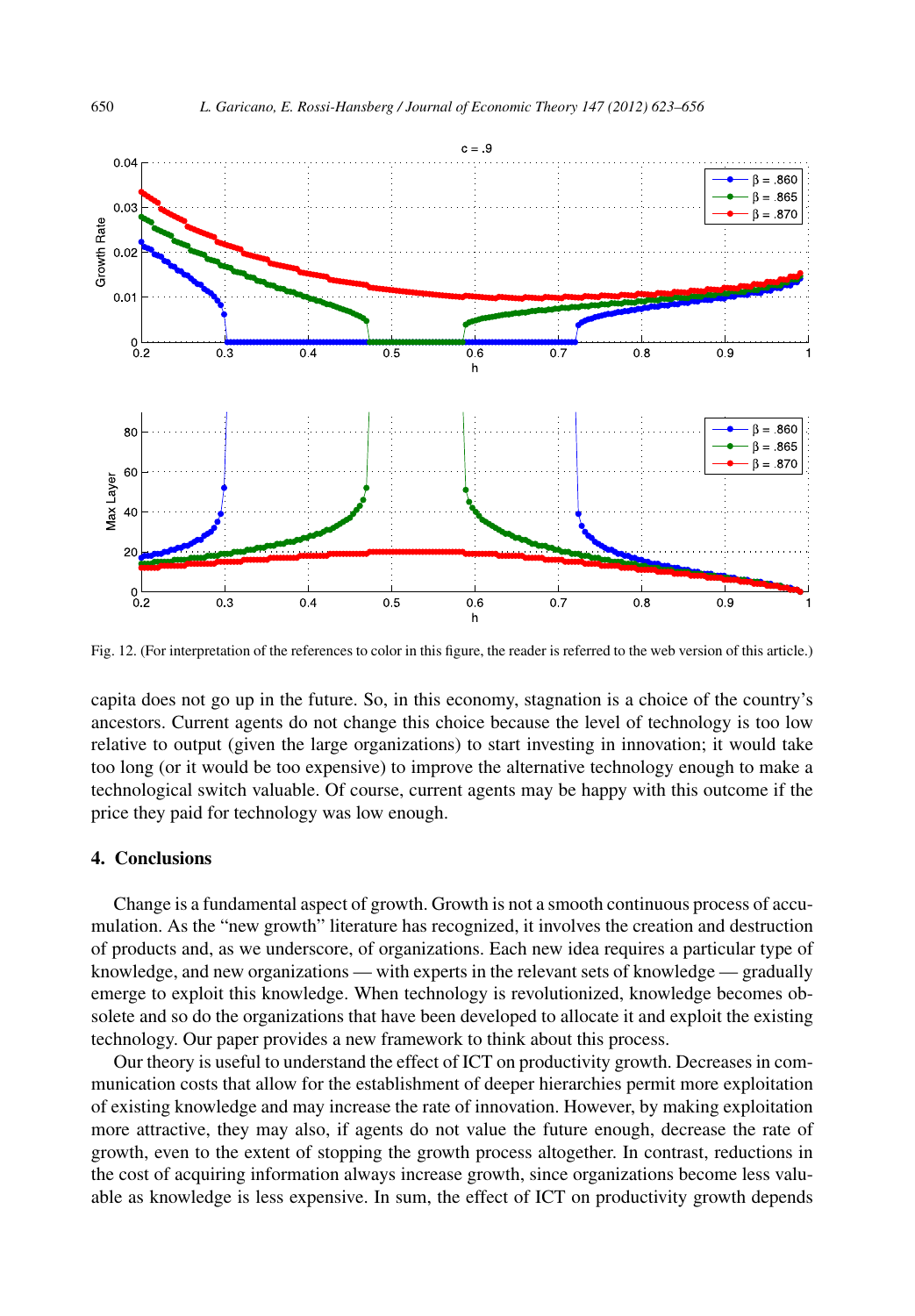c = .9

Growth Rate

0.04
0.03
0.02
0.01
0

0.2 0.3 0.4 0.5 0.6 0.7 0.8 0.9 1

h

β = .860
β = .865
β = .870

Max Layer

80
60
40
20
0

0.2 0.3 0.4 0.5 0.6 0.7 0.8 0.9 1

h

β = .860
β = .865
β = .870

Fig. 12. (For interpretation of the references to color in this figure, the reader is referred to the web version of this article.)

capita does not go up in the future. So, in this economy, stagnation is a choice of the country's ancestors. Current agents do not change this choice because the level of technology is too low relative to output (given the large organizations) to start investing in innovation; it would take too long (or it would be too expensive) to improve the alternative technology enough to make a technological switch valuable. Of course, current agents may be happy with this outcome if the price they paid for technology was low enough.

## 4. Conclusions

Change is a fundamental aspect of growth. Growth is not a smooth continuous process of accumulation. As the "new growth" literature has recognized, it involves the creation and destruction of products and, as we underscore, of organizations. Each new idea requires a particular type of knowledge, and new organizations — with experts in the relevant sets of knowledge — gradually emerge to exploit this knowledge. When technology is revolutionized, knowledge becomes obsolete and so do the organizations that have been developed to allocate it and exploit the existing technology. Our paper provides a new framework to think about this process.

Our theory is useful to understand the effect of ICT on productivity growth. Decreases in communication costs that allow for the establishment of deeper hierarchies permit more exploitation of existing knowledge and may increase the rate of innovation. However, by making exploitation more attractive, they may also, if agents do not value the future enough, decrease the rate of growth, even to the extent of stopping the growth process altogether. In contrast, reductions in the cost of acquiring information always increase growth, since organizations become less valuable as knowledge is less expensive. In sum, the effect of ICT on productivity growth depends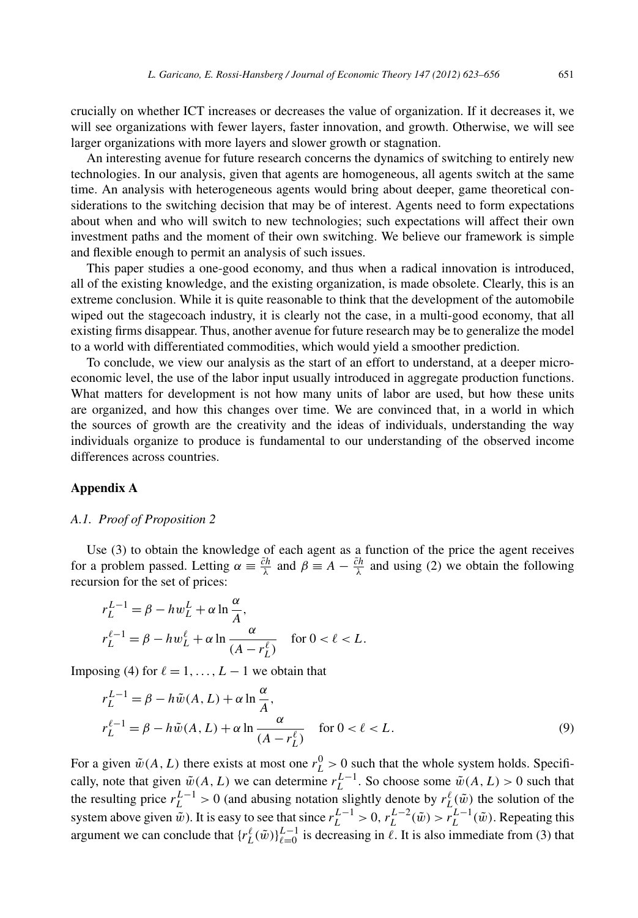crucially on whether ICT increases or decreases the value of organization. If it decreases it, we will see organizations with fewer layers, faster innovation, and growth. Otherwise, we will see larger organizations with more layers and slower growth or stagnation.

An interesting avenue for future research concerns the dynamics of switching to entirely new technologies. In our analysis, given that agents are homogeneous, all agents switch at the same time. An analysis with heterogeneous agents would bring about deeper, game theoretical considerations to the switching decision that may be of interest. Agents need to form expectations about when and who will switch to new technologies; such expectations will affect their own investment paths and the moment of their own switching. We believe our framework is simple and flexible enough to permit an analysis of such issues.

This paper studies a one-good economy, and thus when a radical innovation is introduced, all of the existing knowledge, and the existing organization, is made obsolete. Clearly, this is an extreme conclusion. While it is quite reasonable to think that the development of the automobile wiped out the stagecoach industry, it is clearly not the case, in a multi-good economy, that all existing firms disappear. Thus, another avenue for future research may be to generalize the model to a world with differentiated commodities, which would yield a smoother prediction.

To conclude, we view our analysis as the start of an effort to understand, at a deeper microeconomic level, the use of the labor input usually introduced in aggregate production functions. What matters for development is not how many units of labor are used, but how these units are organized, and how this changes over time. We are convinced that, in a world in which the sources of growth are the creativity and the ideas of individuals, understanding the way individuals organize to produce is fundamental to our understanding of the observed income differences across countries.

## Appendix A

### *A.1. Proof of Proposition 2*

Use (3) to obtain the knowledge of each agent as a function of the price the agent receives for a problem passed. Letting $\alpha \equiv \frac{\bar{c}h}{\lambda}$ and $\beta \equiv A - \frac{\bar{c}h}{\lambda}$ and using (2) we obtain the following recursion for the set of prices:

$$r_L^{L-1} = \beta - hw_L^L + \alpha \ln \frac{\alpha}{A},$$
$$r_L^{\ell-1} = \beta - hw_L^\ell + \alpha \ln \frac{\alpha}{(A - r_L^\ell)} \quad \text{for } 0 < \ell < L.$$

Imposing (4) for $\ell = 1, \ldots, L-1$ we obtain that

$$r_L^{L-1} = \beta - h\tilde{w}(A, L) + \alpha \ln \frac{\alpha}{A},$$
$$r_L^{\ell-1} = \beta - h\tilde{w}(A, L) + \alpha \ln \frac{\alpha}{(A - r_L^\ell)} \quad \text{for } 0 < \ell < L. \tag{9}$$

For a given $\tilde{w}(A, L)$ there exists at most one $r_L^0 > 0$ such that the whole system holds. Specifically, note that given $\tilde{w}(A, L)$ we can determine $r_L^{L-1}$. So choose some $\tilde{w}(A, L) > 0$ such that the resulting price $r_L^{L-1} > 0$ (and abusing notation slightly denote by $r_L^\ell(\tilde{w})$ the solution of the system above given $\tilde{w}$). It is easy to see that since $r_L^{L-1} > 0$, $r_L^{L-2}(\tilde{w}) > r_L^{L-1}(\tilde{w})$. Repeating this argument we can conclude that $\{r_L^\ell(\tilde{w})\}_{\ell=0}^{L-1}$ is decreasing in $\ell$. It is also immediate from (3) that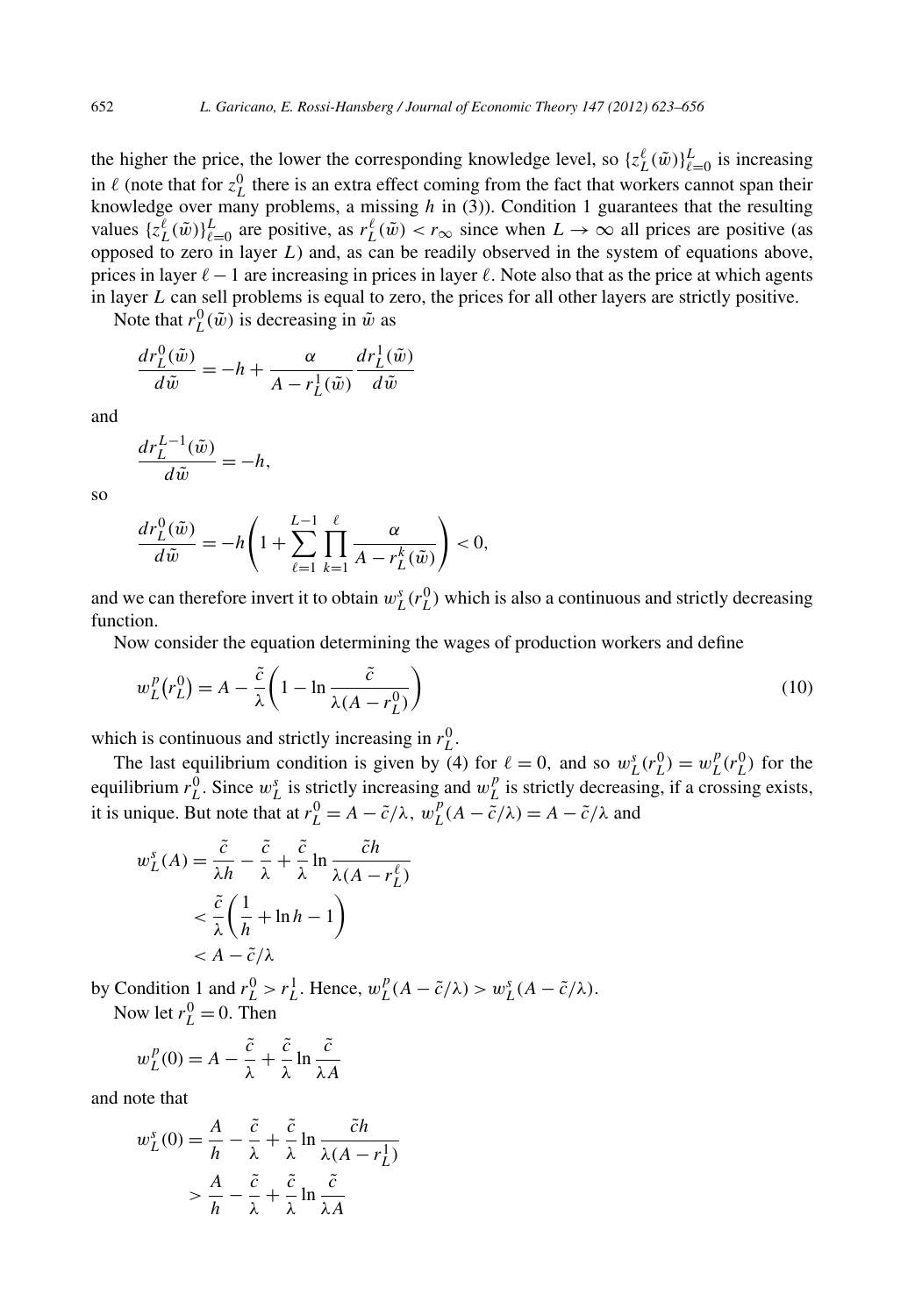the higher the price, the lower the corresponding knowledge level, so $\{z_L^\ell(\tilde{w})\}_{\ell=0}^L$ is increasing in $\ell$ (note that for $z_L^0$ there is an extra effect coming from the fact that workers cannot span their knowledge over many problems, a missing $h$ in (3)). Condition 1 guarantees that the resulting values $\{z_L^\ell(\tilde{w})\}_{\ell=0}^L$ are positive, as $r_L^\ell(\tilde{w}) < r_\infty$ since when $L \to \infty$ all prices are positive (as opposed to zero in layer $L$) and, as can be readily observed in the system of equations above, prices in layer $\ell - 1$ are increasing in prices in layer $\ell$. Note also that as the price at which agents in layer $L$ can sell problems is equal to zero, the prices for all other layers are strictly positive.

Note that $r_L^0(\tilde{w})$ is decreasing in $\tilde{w}$ as

$$\frac{dr_L^0(\tilde{w})}{d\tilde{w}} = -h + \frac{\alpha}{A - r_L^1(\tilde{w})} \frac{dr_L^1(\tilde{w})}{d\tilde{w}}$$

and

$$\frac{dr_L^{L-1}(\tilde{w})}{d\tilde{w}} = -h,$$

so

$$\frac{dr_L^0(\tilde{w})}{d\tilde{w}} = -h\left(1 + \sum_{\ell=1}^{L-1} \prod_{k=1}^{\ell} \frac{\alpha}{A - r_L^k(\tilde{w})}\right) < 0,$$

and we can therefore invert it to obtain $w_L^s(r_L^0)$ which is also a continuous and strictly decreasing function.

Now consider the equation determining the wages of production workers and define

$$w_L^p\left(r_L^0\right) = A - \frac{\tilde{c}}{\lambda}\left(1 - \ln \frac{\tilde{c}}{\lambda(A - r_L^0)}\right) \tag{10}$$

which is continuous and strictly increasing in $r_L^0$.

The last equilibrium condition is given by (4) for $\ell = 0$, and so $w_L^s(r_L^0) = w_L^p(r_L^0)$ for the equilibrium $r_L^0$. Since $w_L^s$ is strictly increasing and $w_L^p$ is strictly decreasing, if a crossing exists, it is unique. But note that at $r_L^0 = A - \tilde{c}/\lambda$, $w_L^p(A - \tilde{c}/\lambda) = A - \tilde{c}/\lambda$ and

$$\begin{aligned}
w_L^s(A) &= \frac{\tilde{c}}{\lambda h} - \frac{\tilde{c}}{\lambda} + \frac{\tilde{c}}{\lambda} \ln \frac{\tilde{c}h}{\lambda(A - r_L^\ell)} \\
&< \frac{\tilde{c}}{\lambda}\left(\frac{1}{h} + \ln h - 1\right) \\
&< A - \tilde{c}/\lambda
\end{aligned}$$

by Condition 1 and $r_L^0 > r_L^1$. Hence, $w_L^p(A - \tilde{c}/\lambda) > w_L^s(A - \tilde{c}/\lambda)$.

Now let $r_L^0 = 0$. Then

$$w_L^p(0) = A - \frac{\tilde{c}}{\lambda} + \frac{\tilde{c}}{\lambda} \ln \frac{\tilde{c}}{\lambda A}$$

and note that

$$\begin{aligned}
w_L^s(0) &= \frac{A}{h} - \frac{\tilde{c}}{\lambda} + \frac{\tilde{c}}{\lambda} \ln \frac{\tilde{c}h}{\lambda(A - r_L^1)} \\
&> \frac{A}{h} - \frac{\tilde{c}}{\lambda} + \frac{\tilde{c}}{\lambda} \ln \frac{\tilde{c}}{\lambda A}
\end{aligned}$$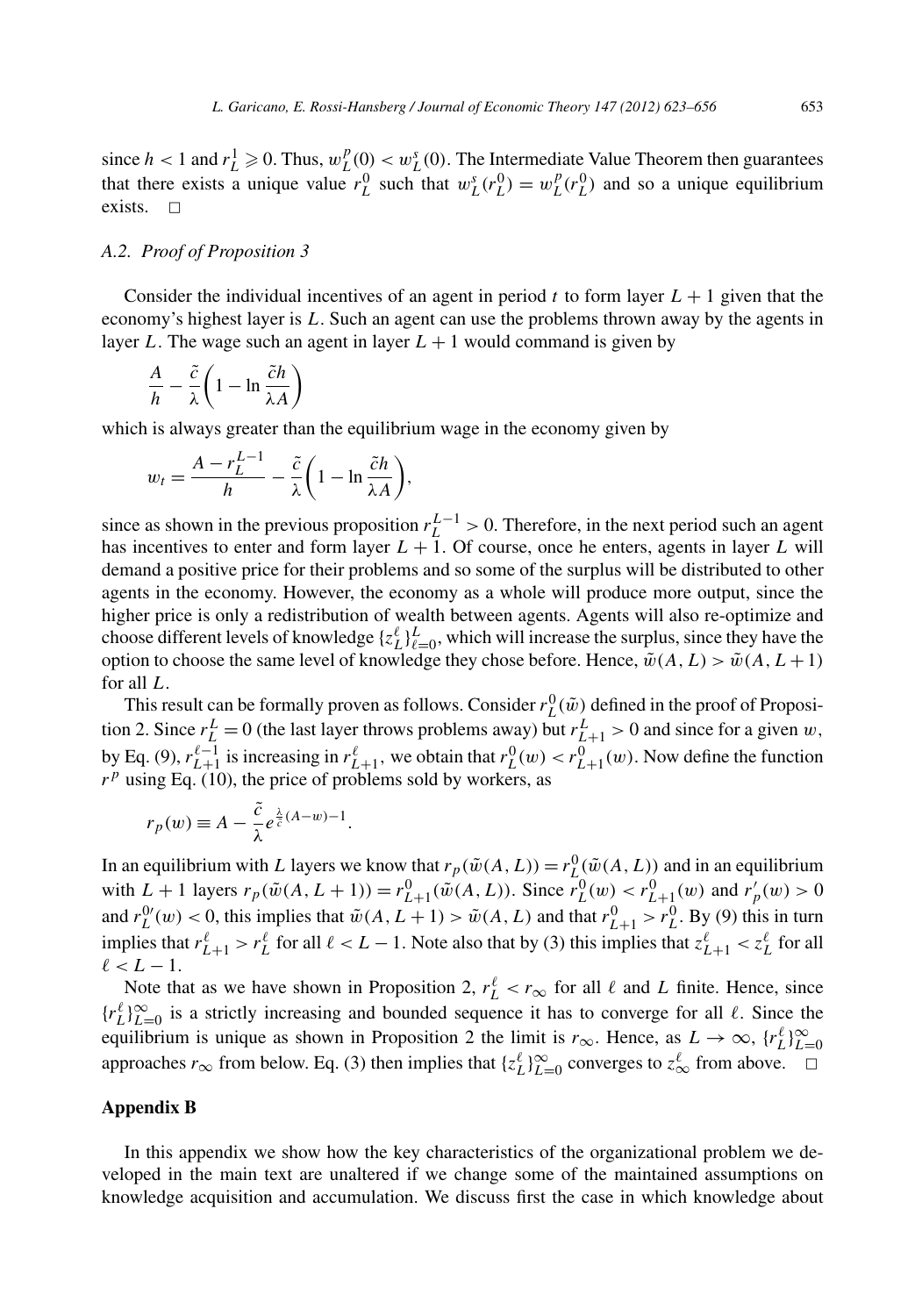since $h < 1$ and $r_L^1 \geqslant 0$. Thus, $w_L^p(0) < w_L^s(0)$. The Intermediate Value Theorem then guarantees that there exists a unique value $r_L^0$ such that $w_L^s(r_L^0) = w_L^p(r_L^0)$ and so a unique equilibrium exists. $\square$

### A.2. Proof of Proposition 3

Consider the individual incentives of an agent in period $t$ to form layer $L+1$ given that the economy's highest layer is $L$. Such an agent can use the problems thrown away by the agents in layer $L$. The wage such an agent in layer $L+1$ would command is given by

$$\frac{A}{h} - \frac{\tilde{c}}{\lambda}\left(1 - \ln \frac{\tilde{c}h}{\lambda A}\right)$$

which is always greater than the equilibrium wage in the economy given by

$$w_t = \frac{A - r_L^{L-1}}{h} - \frac{\tilde{c}}{\lambda}\left(1 - \ln \frac{\tilde{c}h}{\lambda A}\right),$$

since as shown in the previous proposition $r_L^{L-1} > 0$. Therefore, in the next period such an agent has incentives to enter and form layer $L+1$. Of course, once he enters, agents in layer $L$ will demand a positive price for their problems and so some of the surplus will be distributed to other agents in the economy. However, the economy as a whole will produce more output, since the higher price is only a redistribution of wealth between agents. Agents will also re-optimize and choose different levels of knowledge $\{z_L^\ell\}_{\ell=0}^L$, which will increase the surplus, since they have the option to choose the same level of knowledge they chose before. Hence, $\tilde{w}(A, L) > \tilde{w}(A, L+1)$ for all $L$.

This result can be formally proven as follows. Consider $r_L^0(\tilde{w})$ defined in the proof of Proposition 2. Since $r_L^L = 0$ (the last layer throws problems away) but $r_{L+1}^L > 0$ and since for a given $w$, by Eq. (9), $r_{L+1}^{\ell-1}$ is increasing in $r_{L+1}^\ell$, we obtain that $r_L^0(w) < r_{L+1}^0(w)$. Now define the function $r^p$ using Eq. (10), the price of problems sold by workers, as

$$r_p(w) \equiv A - \frac{\tilde{c}}{\lambda} e^{\frac{\lambda}{\tilde{c}}(A-w)-1}.$$

In an equilibrium with $L$ layers we know that $r_p(\tilde{w}(A, L)) = r_L^0(\tilde{w}(A, L))$ and in an equilibrium with $L+1$ layers $r_p(\tilde{w}(A, L+1)) = r_{L+1}^0(\tilde{w}(A, L))$. Since $r_L^0(w) < r_{L+1}^0(w)$ and $r_p'(w) > 0$ and $r_L^{0\prime}(w) < 0$, this implies that $\tilde{w}(A, L+1) > \tilde{w}(A, L)$ and that $r_{L+1}^0 > r_L^0$. By (9) this in turn implies that $r_{L+1}^\ell > r_L^\ell$ for all $\ell < L-1$. Note also that by (3) this implies that $z_{L+1}^\ell < z_L^\ell$ for all $\ell < L-1$.

Note that as we have shown in Proposition 2, $r_L^\ell < r_\infty$ for all $\ell$ and $L$ finite. Hence, since $\{r_L^\ell\}_{L=0}^\infty$ is a strictly increasing and bounded sequence it has to converge for all $\ell$. Since the equilibrium is unique as shown in Proposition 2 the limit is $r_\infty$. Hence, as $L \to \infty$, $\{r_L^\ell\}_{L=0}^\infty$ approaches $r_\infty$ from below. Eq. (3) then implies that $\{z_L^\ell\}_{L=0}^\infty$ converges to $z_\infty^\ell$ from above. $\square$

## Appendix B

In this appendix we show how the key characteristics of the organizational problem we developed in the main text are unaltered if we change some of the maintained assumptions on knowledge acquisition and accumulation. We discuss first the case in which knowledge about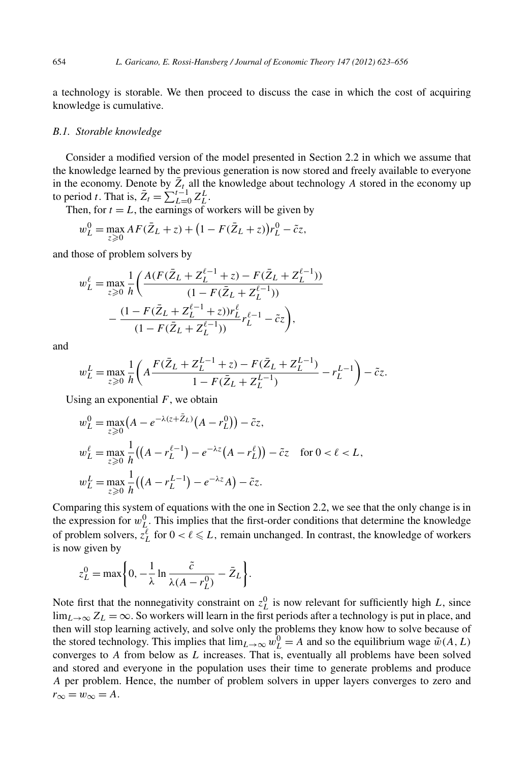a technology is storable. We then proceed to discuss the case in which the cost of acquiring knowledge is cumulative.

### B.1. Storable knowledge

Consider a modified version of the model presented in Section 2.2 in which we assume that the knowledge learned by the previous generation is now stored and freely available to everyone in the economy. Denote by $\bar{Z}_t$ all the knowledge about technology $A$ stored in the economy up to period $t$. That is, $\bar{Z}_t = \sum_{L=0}^{t-1} Z_L^L$.

Then, for $t = L$, the earnings of workers will be given by

$$w_L^0 = \max_{z \geqslant 0} AF(\bar{Z}_L + z) + \left(1 - F(\bar{Z}_L + z)\right) r_L^0 - \tilde{c}z,$$

and those of problem solvers by

$$w_L^\ell = \max_{z \geqslant 0} \frac{1}{h} \left( \frac{A(F(\bar{Z}_L + Z_L^{\ell-1} + z) - F(\bar{Z}_L + Z_L^{\ell-1}))}{(1 - F(\bar{Z}_L + Z_L^{\ell-1}))} - \frac{(1 - F(\bar{Z}_L + Z_L^{\ell-1} + z)) r_L^\ell}{(1 - F(\bar{Z}_L + Z_L^{\ell-1}))} r_L^{\ell-1} - \tilde{c}z \right),$$

and

$$w_L^L = \max_{z \geqslant 0} \frac{1}{h} \left( A \frac{F(\bar{Z}_L + Z_L^{L-1} + z) - F(\bar{Z}_L + Z_L^{L-1})}{1 - F(\bar{Z}_L + Z_L^{L-1})} - r_L^{L-1} \right) - \tilde{c}z.$$

Using an exponential $F$, we obtain

$$w_L^0 = \max_{z \geqslant 0} \left(A - e^{-\lambda(z + \bar{Z}_L)}\left(A - r_L^0\right)\right) - \tilde{c}z,$$

$$w_L^\ell = \max_{z \geqslant 0} \frac{1}{h} \left(\left(A - r_L^{\ell-1}\right) - e^{-\lambda z}\left(A - r_L^\ell\right)\right) - \tilde{c}z \quad \text{for } 0 < \ell < L,$$

$$w_L^L = \max_{z \geqslant 0} \frac{1}{h} \left(\left(A - r_L^{L-1}\right) - e^{-\lambda z} A\right) - \tilde{c}z.$$

Comparing this system of equations with the one in Section 2.2, we see that the only change is in the expression for $w_L^0$. This implies that the first-order conditions that determine the knowledge of problem solvers, $z_L^\ell$ for $0 < \ell \leqslant L$, remain unchanged. In contrast, the knowledge of workers is now given by

$$z_L^0 = \max\left\{0, -\frac{1}{\lambda} \ln \frac{\tilde{c}}{\lambda(A - r_L^0)} - \bar{Z}_L\right\}.$$

Note first that the nonnegativity constraint on $z_L^0$ is now relevant for sufficiently high $L$, since $\lim_{L \to \infty} Z_L = \infty$. So workers will learn in the first periods after a technology is put in place, and then will stop learning actively, and solve only the problems they know how to solve because of the stored technology. This implies that $\lim_{L \to \infty} w_L^0 = A$ and so the equilibrium wage $\tilde{w}(A, L)$ converges to $A$ from below as $L$ increases. That is, eventually all problems have been solved and stored and everyone in the population uses their time to generate problems and produce $A$ per problem. Hence, the number of problem solvers in upper layers converges to zero and $r_\infty = w_\infty = A$.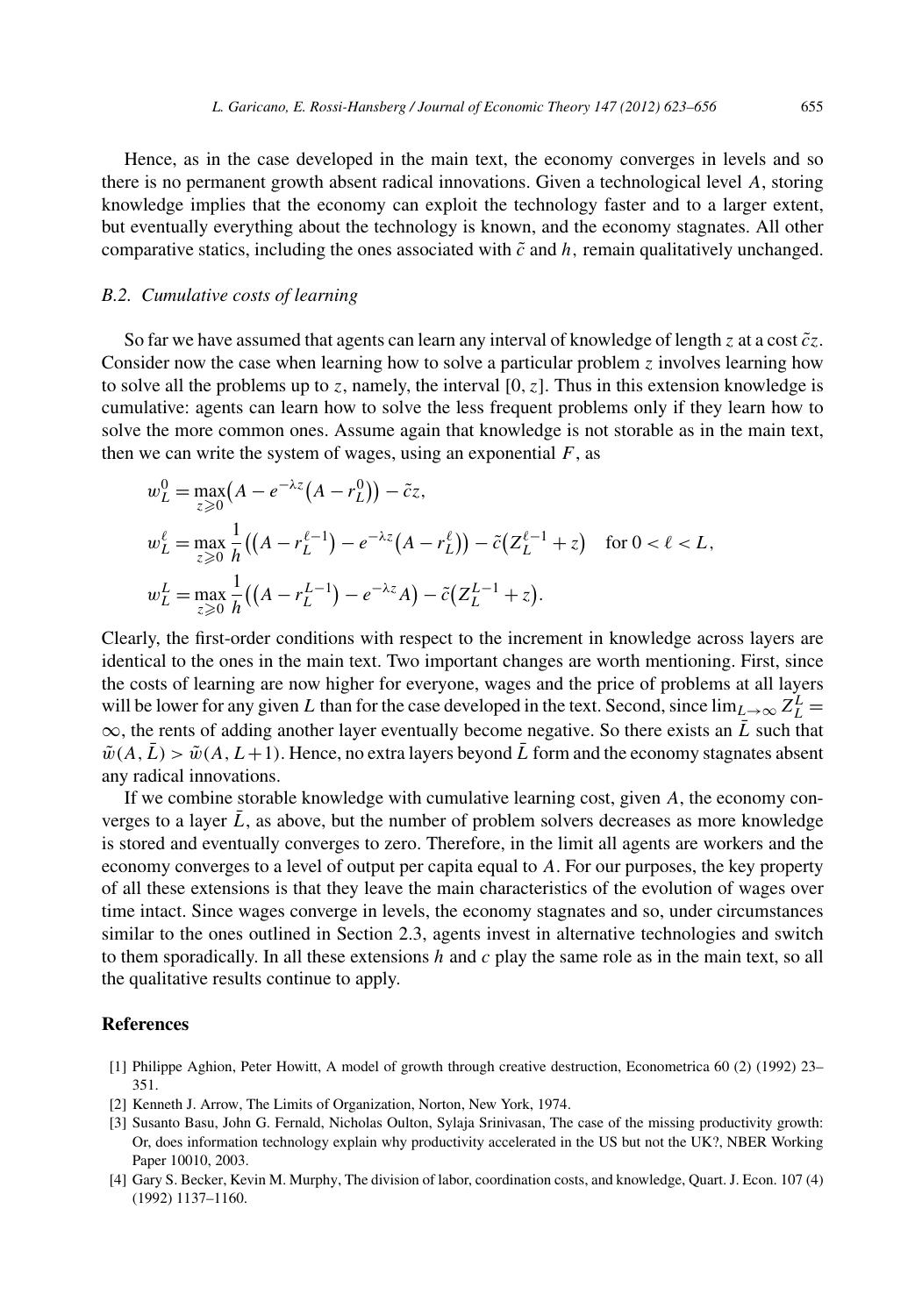Hence, as in the case developed in the main text, the economy converges in levels and so there is no permanent growth absent radical innovations. Given a technological level $A$, storing knowledge implies that the economy can exploit the technology faster and to a larger extent, but eventually everything about the technology is known, and the economy stagnates. All other comparative statics, including the ones associated with $\tilde{c}$ and $h$, remain qualitatively unchanged.

### *B.2. Cumulative costs of learning*

So far we have assumed that agents can learn any interval of knowledge of length $z$ at a cost $\tilde{c}z$. Consider now the case when learning how to solve a particular problem $z$ involves learning how to solve all the problems up to $z$, namely, the interval $[0, z]$. Thus in this extension knowledge is cumulative: agents can learn how to solve the less frequent problems only if they learn how to solve the more common ones. Assume again that knowledge is not storable as in the main text, then we can write the system of wages, using an exponential $F$, as

$$w_L^0 = \max_{z \geqslant 0} \left( A - e^{-\lambda z} \left( A - r_L^0 \right) \right) - \tilde{c}z,$$

$$w_L^\ell = \max_{z \geqslant 0} \frac{1}{h} \left( \left( A - r_L^{\ell-1} \right) - e^{-\lambda z} \left( A - r_L^\ell \right) \right) - \tilde{c} \left( Z_L^{\ell-1} + z \right) \quad \text{for } 0 < \ell < L,$$

$$w_L^L = \max_{z \geqslant 0} \frac{1}{h} \left( \left( A - r_L^{L-1} \right) - e^{-\lambda z} A \right) - \tilde{c} \left( Z_L^{L-1} + z \right).$$

Clearly, the first-order conditions with respect to the increment in knowledge across layers are identical to the ones in the main text. Two important changes are worth mentioning. First, since the costs of learning are now higher for everyone, wages and the price of problems at all layers will be lower for any given $L$ than for the case developed in the text. Second, since $\lim_{L \to \infty} Z_L^L = \infty$, the rents of adding another layer eventually become negative. So there exists an $\bar{L}$ such that $\tilde{w}(A, \bar{L}) > \tilde{w}(A, L+1)$. Hence, no extra layers beyond $\bar{L}$ form and the economy stagnates absent any radical innovations.

If we combine storable knowledge with cumulative learning cost, given $A$, the economy converges to a layer $\bar{L}$, as above, but the number of problem solvers decreases as more knowledge is stored and eventually converges to zero. Therefore, in the limit all agents are workers and the economy converges to a level of output per capita equal to $A$. For our purposes, the key property of all these extensions is that they leave the main characteristics of the evolution of wages over time intact. Since wages converge in levels, the economy stagnates and so, under circumstances similar to the ones outlined in Section 2.3, agents invest in alternative technologies and switch to them sporadically. In all these extensions $h$ and $c$ play the same role as in the main text, so all the qualitative results continue to apply.

## References

[1] Philippe Aghion, Peter Howitt, A model of growth through creative destruction, Econometrica 60 (2) (1992) 23–351.

[2] Kenneth J. Arrow, The Limits of Organization, Norton, New York, 1974.

[3] Susanto Basu, John G. Fernald, Nicholas Oulton, Sylaja Srinivasan, The case of the missing productivity growth: Or, does information technology explain why productivity accelerated in the US but not the UK?, NBER Working Paper 10010, 2003.

[4] Gary S. Becker, Kevin M. Murphy, The division of labor, coordination costs, and knowledge, Quart. J. Econ. 107 (4) (1992) 1137–1160.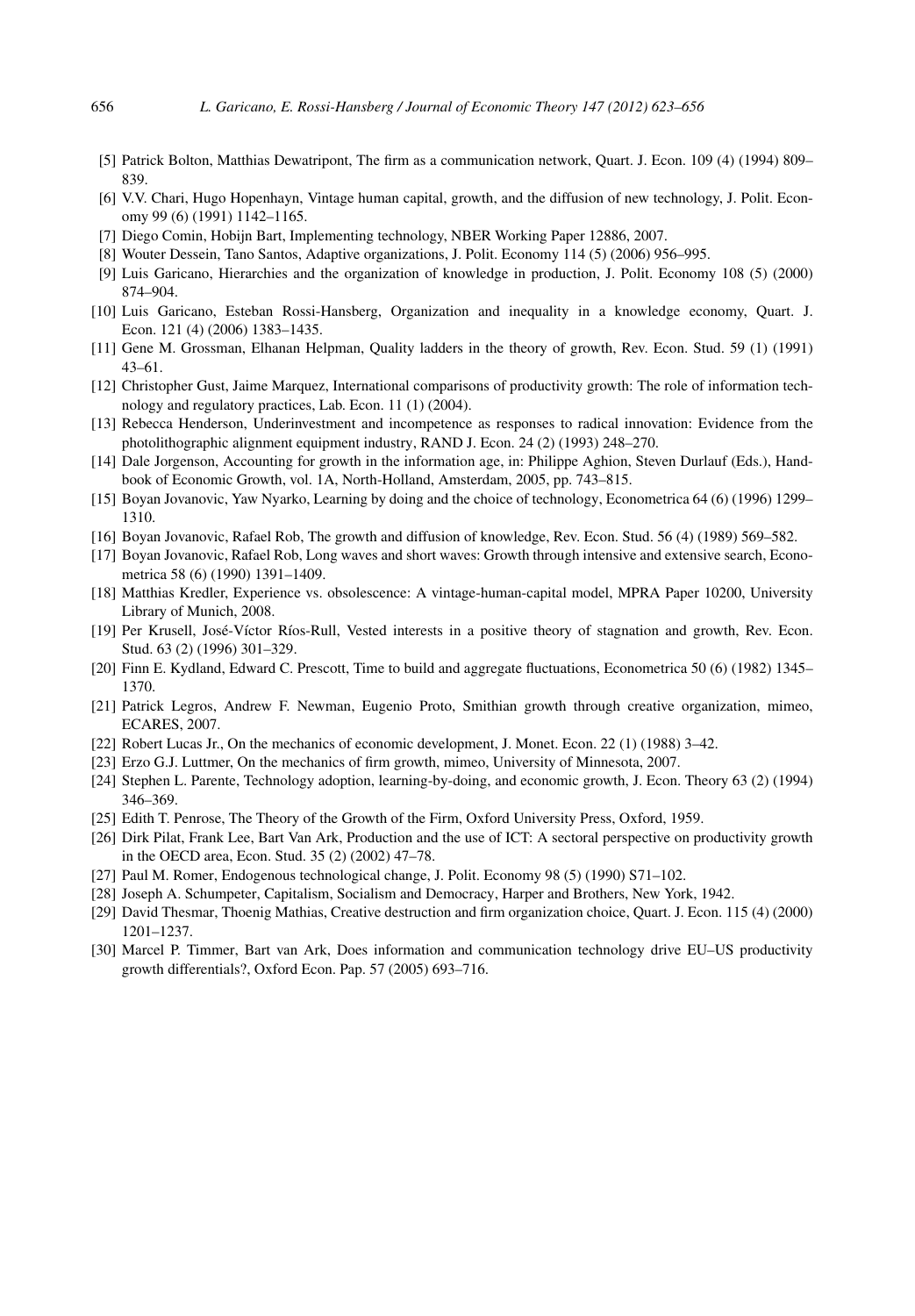[5] Patrick Bolton, Matthias Dewatripont, The firm as a communication network, Quart. J. Econ. 109 (4) (1994) 809–839.

[6] V.V. Chari, Hugo Hopenhayn, Vintage human capital, growth, and the diffusion of new technology, J. Polit. Economy 99 (6) (1991) 1142–1165.

[7] Diego Comin, Hobijn Bart, Implementing technology, NBER Working Paper 12886, 2007.

[8] Wouter Dessein, Tano Santos, Adaptive organizations, J. Polit. Economy 114 (5) (2006) 956–995.

[9] Luis Garicano, Hierarchies and the organization of knowledge in production, J. Polit. Economy 108 (5) (2000) 874–904.

[10] Luis Garicano, Esteban Rossi-Hansberg, Organization and inequality in a knowledge economy, Quart. J. Econ. 121 (4) (2006) 1383–1435.

[11] Gene M. Grossman, Elhanan Helpman, Quality ladders in the theory of growth, Rev. Econ. Stud. 59 (1) (1991) 43–61.

[12] Christopher Gust, Jaime Marquez, International comparisons of productivity growth: The role of information technology and regulatory practices, Lab. Econ. 11 (1) (2004).

[13] Rebecca Henderson, Underinvestment and incompetence as responses to radical innovation: Evidence from the photolithographic alignment equipment industry, RAND J. Econ. 24 (2) (1993) 248–270.

[14] Dale Jorgenson, Accounting for growth in the information age, in: Philippe Aghion, Steven Durlauf (Eds.), Handbook of Economic Growth, vol. 1A, North-Holland, Amsterdam, 2005, pp. 743–815.

[15] Boyan Jovanovic, Yaw Nyarko, Learning by doing and the choice of technology, Econometrica 64 (6) (1996) 1299–1310.

[16] Boyan Jovanovic, Rafael Rob, The growth and diffusion of knowledge, Rev. Econ. Stud. 56 (4) (1989) 569–582.

[17] Boyan Jovanovic, Rafael Rob, Long waves and short waves: Growth through intensive and extensive search, Econometrica 58 (6) (1990) 1391–1409.

[18] Matthias Kredler, Experience vs. obsolescence: A vintage-human-capital model, MPRA Paper 10200, University Library of Munich, 2008.

[19] Per Krusell, José-Víctor Ríos-Rull, Vested interests in a positive theory of stagnation and growth, Rev. Econ. Stud. 63 (2) (1996) 301–329.

[20] Finn E. Kydland, Edward C. Prescott, Time to build and aggregate fluctuations, Econometrica 50 (6) (1982) 1345–1370.

[21] Patrick Legros, Andrew F. Newman, Eugenio Proto, Smithian growth through creative organization, mimeo, ECARES, 2007.

[22] Robert Lucas Jr., On the mechanics of economic development, J. Monet. Econ. 22 (1) (1988) 3–42.

[23] Erzo G.J. Luttmer, On the mechanics of firm growth, mimeo, University of Minnesota, 2007.

[24] Stephen L. Parente, Technology adoption, learning-by-doing, and economic growth, J. Econ. Theory 63 (2) (1994) 346–369.

[25] Edith T. Penrose, The Theory of the Growth of the Firm, Oxford University Press, Oxford, 1959.

[26] Dirk Pilat, Frank Lee, Bart Van Ark, Production and the use of ICT: A sectoral perspective on productivity growth in the OECD area, Econ. Stud. 35 (2) (2002) 47–78.

[27] Paul M. Romer, Endogenous technological change, J. Polit. Economy 98 (5) (1990) S71–102.

[28] Joseph A. Schumpeter, Capitalism, Socialism and Democracy, Harper and Brothers, New York, 1942.

[29] David Thesmar, Thoenig Mathias, Creative destruction and firm organization choice, Quart. J. Econ. 115 (4) (2000) 1201–1237.

[30] Marcel P. Timmer, Bart van Ark, Does information and communication technology drive EU–US productivity growth differentials?, Oxford Econ. Pap. 57 (2005) 693–716.